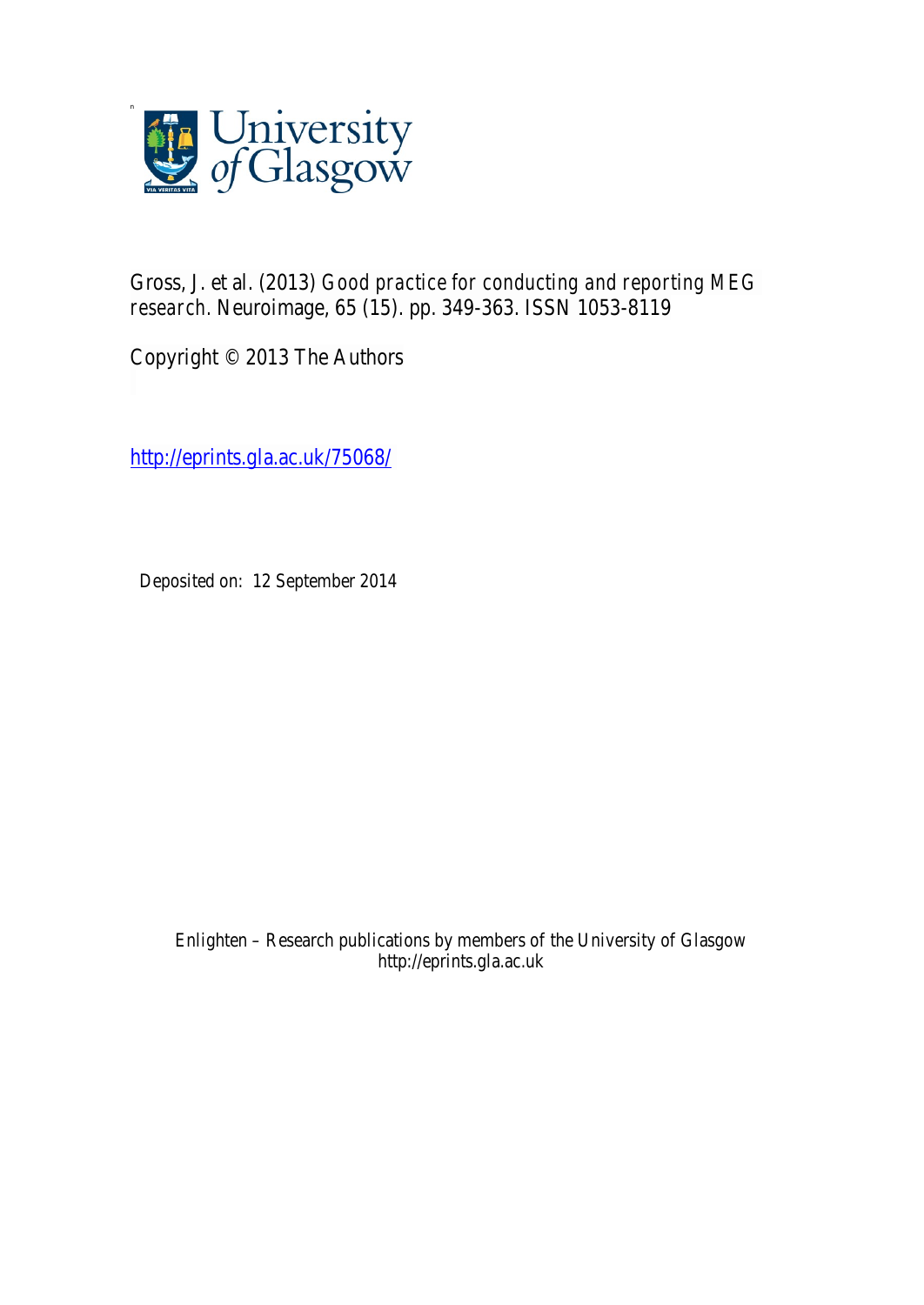Gross, J. et al. (2013) *Good practice for conducting and reporting MEG research.* Neuroimage, 65 (15). pp. 349-363. ISSN 1053-8119

Copyright © 2013 The Authors

http://eprints.gla.ac.uk/75068/

Deposited on: 12 September 2014

Enlighten – Research publications by members of the University of Glasgow
http://eprints.gla.ac.uk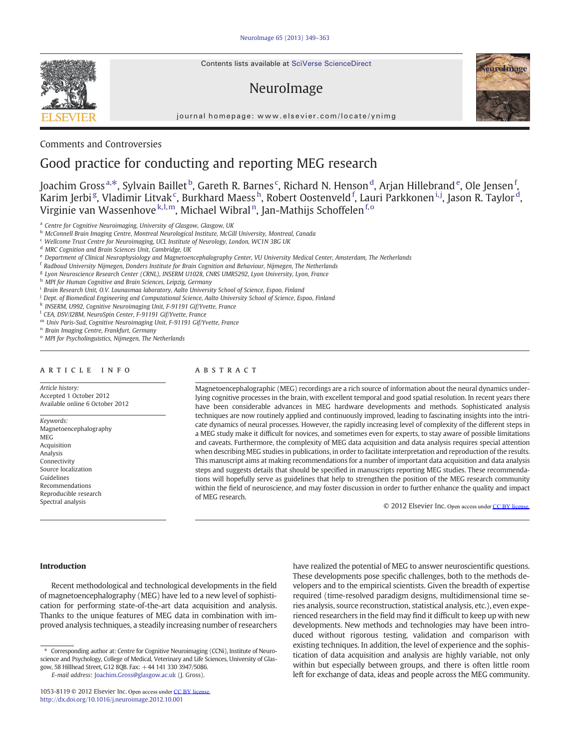Comments and Controversies

# Good practice for conducting and reporting MEG research

Joachim Gross [a,*], Sylvain Baillet [b], Gareth R. Barnes [c], Richard N. Henson [d], Arjan Hillebrand [e], Ole Jensen [f], Karim Jerbi [g], Vladimir Litvak [c], Burkhard Maess [h], Robert Oostenveld [f], Lauri Parkkonen [i,j], Jason R. Taylor [d], Virginie van Wassenhove [k,l,m], Michael Wibral [n], Jan-Mathijs Schoffelen [f,o]

[a] Centre for Cognitive Neuroimaging, University of Glasgow, Glasgow, UK
[b] McConnell Brain Imaging Centre, Montreal Neurological Institute, McGill University, Montreal, Canada
[c] Wellcome Trust Centre for Neuroimaging, UCL Institute of Neurology, London, WC1N 3BG UK
[d] MRC Cognition and Brain Sciences Unit, Cambridge, UK
[e] Department of Clinical Neurophysiology and Magnetoencephalography Center, VU University Medical Center, Amsterdam, The Netherlands
[f] Radboud University Nijmegen, Donders Institute for Brain Cognition and Behaviour, Nijmegen, The Netherlands
[g] Lyon Neuroscience Research Center (CRNL), INSERM U1028, CNRS UMR5292, Lyon University, Lyon, France
[h] MPI for Human Cognitive and Brain Sciences, Leipzig, Germany
[i] Brain Research Unit, O.V. Lounasmaa laboratory, Aalto University School of Science, Espoo, Finland
[j] Dept. of Biomedical Engineering and Computational Science, Aalto University School of Science, Espoo, Finland
[k] INSERM, U992, Cognitive Neuroimaging Unit, F-91191 Gif/Yvette, France
[l] CEA, DSV/I2BM, NeuroSpin Center, F-91191 Gif/Yvette, France
[m] Univ Paris-Sud, Cognitive Neuroimaging Unit, F-91191 Gif/Yvette, France
[n] Brain Imaging Centre, Frankfurt, Germany
[o] MPI for Psycholinguistics, Nijmegen, The Netherlands

## ARTICLE INFO

*Article history:*
Accepted 1 October 2012
Available online 6 October 2012

*Keywords:*
Magnetoencephalography
MEG
Acquisition
Analysis
Connectivity
Source localization
Guidelines
Recommendations
Reproducible research
Spectral analysis

## ABSTRACT

Magnetoencephalographic (MEG) recordings are a rich source of information about the neural dynamics underlying cognitive processes in the brain, with excellent temporal and good spatial resolution. In recent years there have been considerable advances in MEG hardware developments and methods. Sophisticated analysis techniques are now routinely applied and continuously improved, leading to fascinating insights into the intricate dynamics of neural processes. However, the rapidly increasing level of complexity of the different steps in a MEG study make it difficult for novices, and sometimes even for experts, to stay aware of possible limitations and caveats. Furthermore, the complexity of MEG data acquisition and data analysis requires special attention when describing MEG studies in publications, in order to facilitate interpretation and reproduction of the results. This manuscript aims at making recommendations for a number of important data acquisition and data analysis steps and suggests details that should be specified in manuscripts reporting MEG studies. These recommendations will hopefully serve as guidelines that help to strengthen the position of the MEG research community within the field of neuroscience, and may foster discussion in order to further enhance the quality and impact of MEG research.

© 2012 Elsevier Inc. Open access under CC BY license.

## Introduction

Recent methodological and technological developments in the field of magnetoencephalography (MEG) have led to a new level of sophistication for performing state-of-the-art data acquisition and analysis. Thanks to the unique features of MEG data in combination with improved analysis techniques, a steadily increasing number of researchers have realized the potential of MEG to answer neuroscientific questions. These developments pose specific challenges, both to the methods developers and to the empirical scientists. Given the breadth of expertise required (time-resolved paradigm designs, multidimensional time series analysis, source reconstruction, statistical analysis, etc.), even experienced researchers in the field may find it difficult to keep up with new developments. New methods and technologies may have been introduced without rigorous testing, validation and comparison with existing techniques. In addition, the level of experience and the sophistication of data acquisition and analysis are highly variable, not only within but especially between groups, and there is often little room left for exchange of data, ideas and people across the MEG community.

\* Corresponding author at: Centre for Cognitive Neuroimaging (CCNi), Institute of Neuroscience and Psychology, College of Medical, Veterinary and Life Sciences, University of Glasgow, 58 Hillhead Street, G12 8QB. Fax: +44 141 330 3947/5086.
*E-mail address:* Joachim.Gross@glasgow.ac.uk (J. Gross).

1053-8119 © 2012 Elsevier Inc. Open access under CC BY license.
http://dx.doi.org/10.1016/j.neuroimage.2012.10.001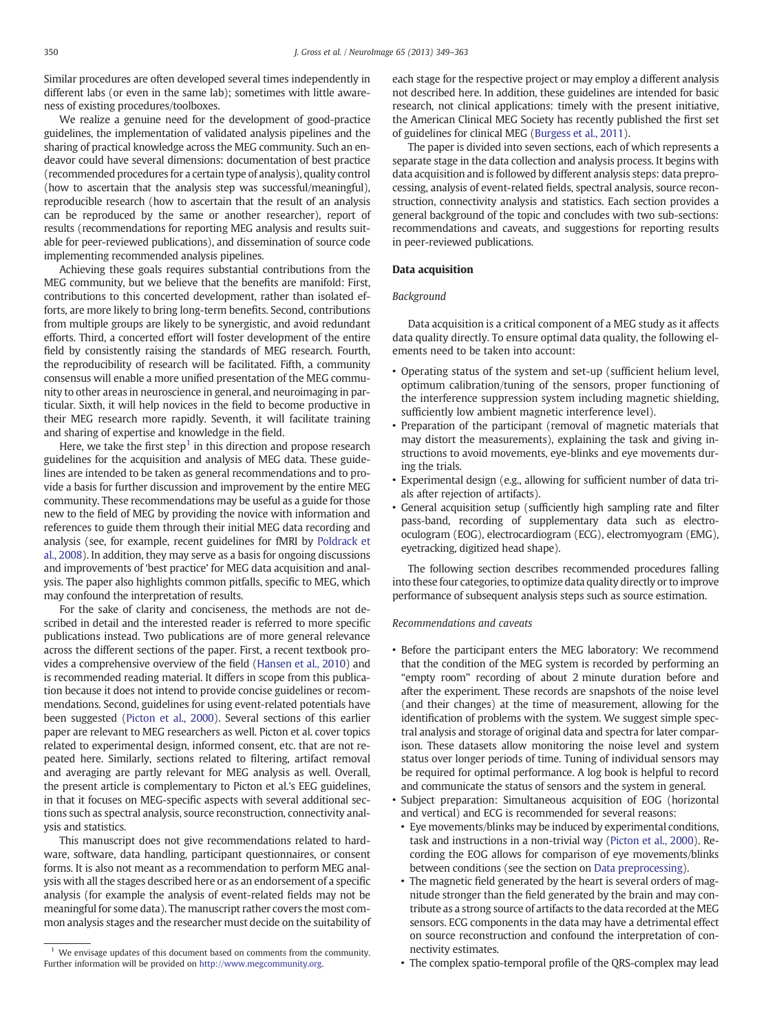Similar procedures are often developed several times independently in different labs (or even in the same lab); sometimes with little awareness of existing procedures/toolboxes.

We realize a genuine need for the development of good-practice guidelines, the implementation of validated analysis pipelines and the sharing of practical knowledge across the MEG community. Such an endeavor could have several dimensions: documentation of best practice (recommended procedures for a certain type of analysis), quality control (how to ascertain that the analysis step was successful/meaningful), reproducible research (how to ascertain that the result of an analysis can be reproduced by the same or another researcher), report of results (recommendations for reporting MEG analysis and results suitable for peer-reviewed publications), and dissemination of source code implementing recommended analysis pipelines.

Achieving these goals requires substantial contributions from the MEG community, but we believe that the benefits are manifold: First, contributions to this concerted development, rather than isolated efforts, are more likely to bring long-term benefits. Second, contributions from multiple groups are likely to be synergistic, and avoid redundant efforts. Third, a concerted effort will foster development of the entire field by consistently raising the standards of MEG research. Fourth, the reproducibility of research will be facilitated. Fifth, a community consensus will enable a more unified presentation of the MEG community to other areas in neuroscience in general, and neuroimaging in particular. Sixth, it will help novices in the field to become productive in their MEG research more rapidly. Seventh, it will facilitate training and sharing of expertise and knowledge in the field.

Here, we take the first step[1] in this direction and propose research guidelines for the acquisition and analysis of MEG data. These guidelines are intended to be taken as general recommendations and to provide a basis for further discussion and improvement by the entire MEG community. These recommendations may be useful as a guide for those new to the field of MEG by providing the novice with information and references to guide them through their initial MEG data recording and analysis (see, for example, recent guidelines for fMRI by Poldrack et al., 2008). In addition, they may serve as a basis for ongoing discussions and improvements of 'best practice' for MEG data acquisition and analysis. The paper also highlights common pitfalls, specific to MEG, which may confound the interpretation of results.

For the sake of clarity and conciseness, the methods are not described in detail and the interested reader is referred to more specific publications instead. Two publications are of more general relevance across the different sections of the paper. First, a recent textbook provides a comprehensive overview of the field (Hansen et al., 2010) and is recommended reading material. It differs in scope from this publication because it does not intend to provide concise guidelines or recommendations. Second, guidelines for using event-related potentials have been suggested (Picton et al., 2000). Several sections of this earlier paper are relevant to MEG researchers as well. Picton et al. cover topics related to experimental design, informed consent, etc. that are not repeated here. Similarly, sections related to filtering, artifact removal and averaging are partly relevant for MEG analysis as well. Overall, the present article is complementary to Picton et al.'s EEG guidelines, in that it focuses on MEG-specific aspects with several additional sections such as spectral analysis, source reconstruction, connectivity analysis and statistics.

This manuscript does not give recommendations related to hardware, software, data handling, participant questionnaires, or consent forms. It is also not meant as a recommendation to perform MEG analysis with all the stages described here or as an endorsement of a specific analysis (for example the analysis of event-related fields may not be meaningful for some data). The manuscript rather covers the most common analysis stages and the researcher must decide on the suitability of each stage for the respective project or may employ a different analysis not described here. In addition, these guidelines are intended for basic research, not clinical applications: timely with the present initiative, the American Clinical MEG Society has recently published the first set of guidelines for clinical MEG (Burgess et al., 2011).

The paper is divided into seven sections, each of which represents a separate stage in the data collection and analysis process. It begins with data acquisition and is followed by different analysis steps: data preprocessing, analysis of event-related fields, spectral analysis, source reconstruction, connectivity analysis and statistics. Each section provides a general background of the topic and concludes with two sub-sections: recommendations and caveats, and suggestions for reporting results in peer-reviewed publications.

## Data acquisition

### *Background*

Data acquisition is a critical component of a MEG study as it affects data quality directly. To ensure optimal data quality, the following elements need to be taken into account:

- Operating status of the system and set-up (sufficient helium level, optimum calibration/tuning of the sensors, proper functioning of the interference suppression system including magnetic shielding, sufficiently low ambient magnetic interference level).
- Preparation of the participant (removal of magnetic materials that may distort the measurements), explaining the task and giving instructions to avoid movements, eye-blinks and eye movements during the trials.
- Experimental design (e.g., allowing for sufficient number of data trials after rejection of artifacts).
- General acquisition setup (sufficiently high sampling rate and filter pass-band, recording of supplementary data such as electrooculogram (EOG), electrocardiogram (ECG), electromyogram (EMG), eyetracking, digitized head shape).

The following section describes recommended procedures falling into these four categories, to optimize data quality directly or to improve performance of subsequent analysis steps such as source estimation.

### *Recommendations and caveats*

- Before the participant enters the MEG laboratory: We recommend that the condition of the MEG system is recorded by performing an "empty room" recording of about 2 minute duration before and after the experiment. These records are snapshots of the noise level (and their changes) at the time of measurement, allowing for the identification of problems with the system. We suggest simple spectral analysis and storage of original data and spectra for later comparison. These datasets allow monitoring the noise level and system status over longer periods of time. Tuning of individual sensors may be required for optimal performance. A log book is helpful to record and communicate the status of sensors and the system in general.
- Subject preparation: Simultaneous acquisition of EOG (horizontal and vertical) and ECG is recommended for several reasons:
  - Eye movements/blinks may be induced by experimental conditions, task and instructions in a non-trivial way (Picton et al., 2000). Recording the EOG allows for comparison of eye movements/blinks between conditions (see the section on Data preprocessing).
  - The magnetic field generated by the heart is several orders of magnitude stronger than the field generated by the brain and may contribute as a strong source of artifacts to the data recorded at the MEG sensors. ECG components in the data may have a detrimental effect on source reconstruction and confound the interpretation of connectivity estimates.
  - The complex spatio-temporal profile of the QRS-complex may lead

[1] We envisage updates of this document based on comments from the community. Further information will be provided on http://www.megcommunity.org.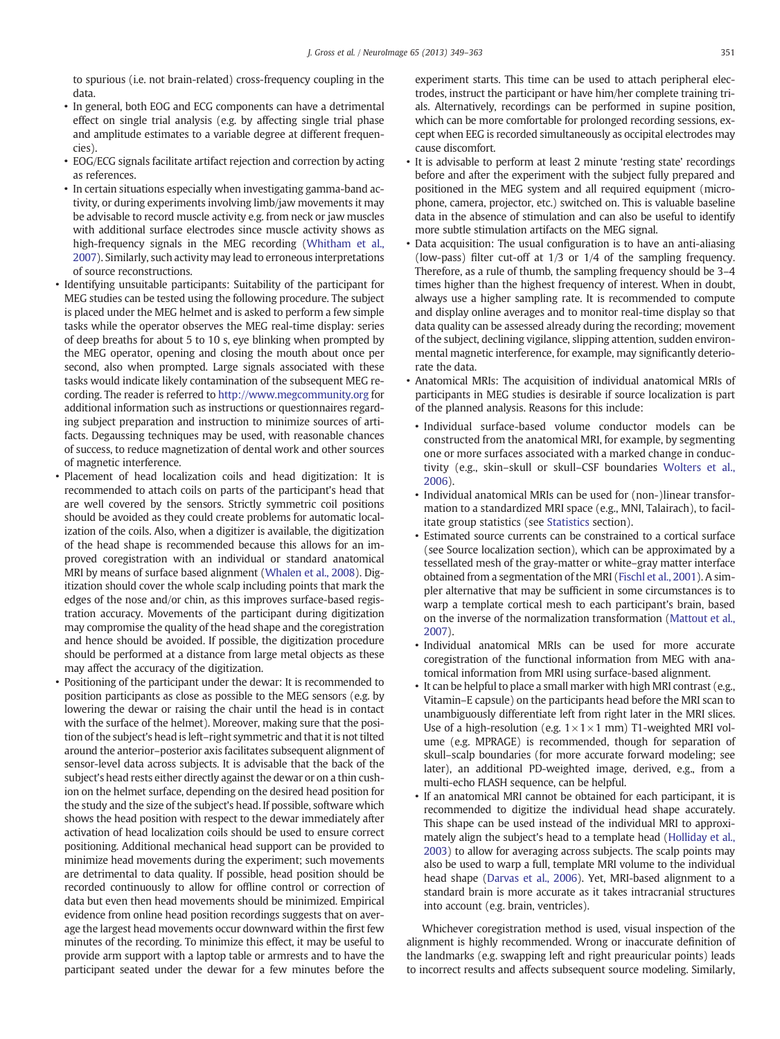to spurious (i.e. not brain-related) cross-frequency coupling in the data.

- In general, both EOG and ECG components can have a detrimental effect on single trial analysis (e.g. by affecting single trial phase and amplitude estimates to a variable degree at different frequencies).
- EOG/ECG signals facilitate artifact rejection and correction by acting as references.
- In certain situations especially when investigating gamma-band activity, or during experiments involving limb/jaw movements it may be advisable to record muscle activity e.g. from neck or jaw muscles with additional surface electrodes since muscle activity shows as high-frequency signals in the MEG recording (Whitham et al., 2007). Similarly, such activity may lead to erroneous interpretations of source reconstructions.

- Identifying unsuitable participants: Suitability of the participant for MEG studies can be tested using the following procedure. The subject is placed under the MEG helmet and is asked to perform a few simple tasks while the operator observes the MEG real-time display: series of deep breaths for about 5 to 10 s, eye blinking when prompted by the MEG operator, opening and closing the mouth about once per second, also when prompted. Large signals associated with these tasks would indicate likely contamination of the subsequent MEG recording. The reader is referred to http://www.megcommunity.org for additional information such as instructions or questionnaires regarding subject preparation and instruction to minimize sources of artifacts. Degaussing techniques may be used, with reasonable chances of success, to reduce magnetization of dental work and other sources of magnetic interference.
- Placement of head localization coils and head digitization: It is recommended to attach coils on parts of the participant's head that are well covered by the sensors. Strictly symmetric coil positions should be avoided as they could create problems for automatic localization of the coils. Also, when a digitizer is available, the digitization of the head shape is recommended because this allows for an improved coregistration with an individual or standard anatomical MRI by means of surface based alignment (Whalen et al., 2008). Digitization should cover the whole scalp including points that mark the edges of the nose and/or chin, as this improves surface-based registration accuracy. Movements of the participant during digitization may compromise the quality of the head shape and the coregistration and hence should be avoided. If possible, the digitization procedure should be performed at a distance from large metal objects as these may affect the accuracy of the digitization.
- Positioning of the participant under the dewar: It is recommended to position participants as close as possible to the MEG sensors (e.g. by lowering the dewar or raising the chair until the head is in contact with the surface of the helmet). Moreover, making sure that the position of the subject's head is left–right symmetric and that it is not tilted around the anterior–posterior axis facilitates subsequent alignment of sensor-level data across subjects. It is advisable that the back of the subject's head rests either directly against the dewar or on a thin cushion on the helmet surface, depending on the desired head position for the study and the size of the subject's head. If possible, software which shows the head position with respect to the dewar immediately after activation of head localization coils should be used to ensure correct positioning. Additional mechanical head support can be provided to minimize head movements during the experiment; such movements are detrimental to data quality. If possible, head position should be recorded continuously to allow for offline control or correction of data but even then head movements should be minimized. Empirical evidence from online head position recordings suggests that on average the largest head movements occur downward within the first few minutes of the recording. To minimize this effect, it may be useful to provide arm support with a laptop table or armrests and to have the participant seated under the dewar for a few minutes before the experiment starts. This time can be used to attach peripheral electrodes, instruct the participant or have him/her complete training trials. Alternatively, recordings can be performed in supine position, which can be more comfortable for prolonged recording sessions, except when EEG is recorded simultaneously as occipital electrodes may cause discomfort.
- It is advisable to perform at least 2 minute 'resting state' recordings before and after the experiment with the subject fully prepared and positioned in the MEG system and all required equipment (microphone, camera, projector, etc.) switched on. This is valuable baseline data in the absence of stimulation and can also be useful to identify more subtle stimulation artifacts on the MEG signal.
- Data acquisition: The usual configuration is to have an anti-aliasing (low-pass) filter cut-off at 1/3 or 1/4 of the sampling frequency. Therefore, as a rule of thumb, the sampling frequency should be 3–4 times higher than the highest frequency of interest. When in doubt, always use a higher sampling rate. It is recommended to compute and display online averages and to monitor real-time display so that data quality can be assessed already during the recording; movement of the subject, declining vigilance, slipping attention, sudden environmental magnetic interference, for example, may significantly deteriorate the data.
- Anatomical MRIs: The acquisition of individual anatomical MRIs of participants in MEG studies is desirable if source localization is part of the planned analysis. Reasons for this include:
  - Individual surface-based volume conductor models can be constructed from the anatomical MRI, for example, by segmenting one or more surfaces associated with a marked change in conductivity (e.g., skin–skull or skull–CSF boundaries Wolters et al., 2006).
  - Individual anatomical MRIs can be used for (non-)linear transformation to a standardized MRI space (e.g., MNI, Talairach), to facilitate group statistics (see Statistics section).
  - Estimated source currents can be constrained to a cortical surface (see Source localization section), which can be approximated by a tessellated mesh of the gray-matter or white–gray matter interface obtained from a segmentation of the MRI (Fischl et al., 2001). A simpler alternative that may be sufficient in some circumstances is to warp a template cortical mesh to each participant's brain, based on the inverse of the normalization transformation (Mattout et al., 2007).
  - Individual anatomical MRIs can be used for more accurate coregistration of the functional information from MEG with anatomical information from MRI using surface-based alignment.
  - It can be helpful to place a small marker with high MRI contrast (e.g., Vitamin–E capsule) on the participants head before the MRI scan to unambiguously differentiate left from right later in the MRI slices. Use of a high-resolution (e.g. $1 \times 1 \times 1$ mm) T1-weighted MRI volume (e.g. MPRAGE) is recommended, though for separation of skull–scalp boundaries (for more accurate forward modeling; see later), an additional PD-weighted image, derived, e.g., from a multi-echo FLASH sequence, can be helpful.
  - If an anatomical MRI cannot be obtained for each participant, it is recommended to digitize the individual head shape accurately. This shape can be used instead of the individual MRI to approximately align the subject's head to a template head (Holliday et al., 2003) to allow for averaging across subjects. The scalp points may also be used to warp a full, template MRI volume to the individual head shape (Darvas et al., 2006). Yet, MRI-based alignment to a standard brain is more accurate as it takes intracranial structures into account (e.g. brain, ventricles).

Whichever coregistration method is used, visual inspection of the alignment is highly recommended. Wrong or inaccurate definition of the landmarks (e.g. swapping left and right preauricular points) leads to incorrect results and affects subsequent source modeling. Similarly,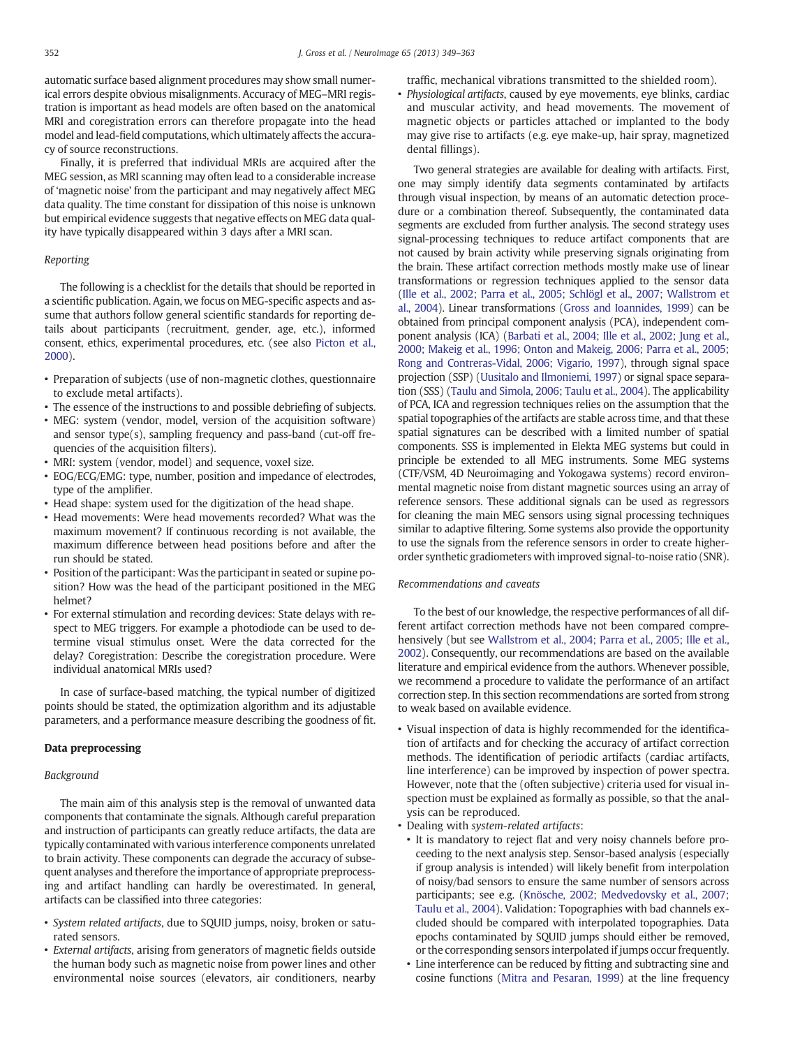automatic surface based alignment procedures may show small numerical errors despite obvious misalignments. Accuracy of MEG–MRI registration is important as head models are often based on the anatomical MRI and coregistration errors can therefore propagate into the head model and lead-field computations, which ultimately affects the accuracy of source reconstructions.

Finally, it is preferred that individual MRIs are acquired after the MEG session, as MRI scanning may often lead to a considerable increase of 'magnetic noise' from the participant and may negatively affect MEG data quality. The time constant for dissipation of this noise is unknown but empirical evidence suggests that negative effects on MEG data quality have typically disappeared within 3 days after a MRI scan.

### Reporting

The following is a checklist for the details that should be reported in a scientific publication. Again, we focus on MEG-specific aspects and assume that authors follow general scientific standards for reporting details about participants (recruitment, gender, age, etc.), informed consent, ethics, experimental procedures, etc. (see also Picton et al., 2000).

- Preparation of subjects (use of non-magnetic clothes, questionnaire to exclude metal artifacts).
- The essence of the instructions to and possible debriefing of subjects.
- MEG: system (vendor, model, version of the acquisition software) and sensor type(s), sampling frequency and pass-band (cut-off frequencies of the acquisition filters).
- MRI: system (vendor, model) and sequence, voxel size.
- EOG/ECG/EMG: type, number, position and impedance of electrodes, type of the amplifier.
- Head shape: system used for the digitization of the head shape.
- Head movements: Were head movements recorded? What was the maximum movement? If continuous recording is not available, the maximum difference between head positions before and after the run should be stated.
- Position of the participant: Was the participant in seated or supine position? How was the head of the participant positioned in the MEG helmet?
- For external stimulation and recording devices: State delays with respect to MEG triggers. For example a photodiode can be used to determine visual stimulus onset. Were the data corrected for the delay? Coregistration: Describe the coregistration procedure. Were individual anatomical MRIs used?

In case of surface-based matching, the typical number of digitized points should be stated, the optimization algorithm and its adjustable parameters, and a performance measure describing the goodness of fit.

## Data preprocessing

### Background

The main aim of this analysis step is the removal of unwanted data components that contaminate the signals. Although careful preparation and instruction of participants can greatly reduce artifacts, the data are typically contaminated with various interference components unrelated to brain activity. These components can degrade the accuracy of subsequent analyses and therefore the importance of appropriate preprocessing and artifact handling can hardly be overestimated. In general, artifacts can be classified into three categories:

- *System related artifacts*, due to SQUID jumps, noisy, broken or saturated sensors.
- *External artifacts*, arising from generators of magnetic fields outside the human body such as magnetic noise from power lines and other environmental noise sources (elevators, air conditioners, nearby traffic, mechanical vibrations transmitted to the shielded room).
- *Physiological artifacts*, caused by eye movements, eye blinks, cardiac and muscular activity, and head movements. The movement of magnetic objects or particles attached or implanted to the body may give rise to artifacts (e.g. eye make-up, hair spray, magnetized dental fillings).

Two general strategies are available for dealing with artifacts. First, one may simply identify data segments contaminated by artifacts through visual inspection, by means of an automatic detection procedure or a combination thereof. Subsequently, the contaminated data segments are excluded from further analysis. The second strategy uses signal-processing techniques to reduce artifact components that are not caused by brain activity while preserving signals originating from the brain. These artifact correction methods mostly make use of linear transformations or regression techniques applied to the sensor data (Ille et al., 2002; Parra et al., 2005; Schlögl et al., 2007; Wallstrom et al., 2004). Linear transformations (Gross and Ioannides, 1999) can be obtained from principal component analysis (PCA), independent component analysis (ICA) (Barbati et al., 2004; Ille et al., 2002; Jung et al., 2000; Makeig et al., 1996; Onton and Makeig, 2006; Parra et al., 2005; Rong and Contreras-Vidal, 2006; Vigario, 1997), through signal space projection (SSP) (Uusitalo and Ilmoniemi, 1997) or signal space separation (SSS) (Taulu and Simola, 2006; Taulu et al., 2004). The applicability of PCA, ICA and regression techniques relies on the assumption that the spatial topographies of the artifacts are stable across time, and that these spatial signatures can be described with a limited number of spatial components. SSS is implemented in Elekta MEG systems but could in principle be extended to all MEG instruments. Some MEG systems (CTF/VSM, 4D Neuroimaging and Yokogawa systems) record environmental magnetic noise from distant magnetic sources using an array of reference sensors. These additional signals can be used as regressors for cleaning the main MEG sensors using signal processing techniques similar to adaptive filtering. Some systems also provide the opportunity to use the signals from the reference sensors in order to create higher-order synthetic gradiometers with improved signal-to-noise ratio (SNR).

### Recommendations and caveats

To the best of our knowledge, the respective performances of all different artifact correction methods have not been compared comprehensively (but see Wallstrom et al., 2004; Parra et al., 2005; Ille et al., 2002). Consequently, our recommendations are based on the available literature and empirical evidence from the authors. Whenever possible, we recommend a procedure to validate the performance of an artifact correction step. In this section recommendations are sorted from strong to weak based on available evidence.

- Visual inspection of data is highly recommended for the identification of artifacts and for checking the accuracy of artifact correction methods. The identification of periodic artifacts (cardiac artifacts, line interference) can be improved by inspection of power spectra. However, note that the (often subjective) criteria used for visual inspection must be explained as formally as possible, so that the analysis can be reproduced.
- Dealing with *system-related artifacts*:
  - It is mandatory to reject flat and very noisy channels before proceeding to the next analysis step. Sensor-based analysis (especially if group analysis is intended) will likely benefit from interpolation of noisy/bad sensors to ensure the same number of sensors across participants; see e.g. (Knösche, 2002; Medvedovsky et al., 2007; Taulu et al., 2004). Validation: Topographies with bad channels excluded should be compared with interpolated topographies. Data epochs contaminated by SQUID jumps should either be removed, or the corresponding sensors interpolated if jumps occur frequently.
  - Line interference can be reduced by fitting and subtracting sine and cosine functions (Mitra and Pesaran, 1999) at the line frequency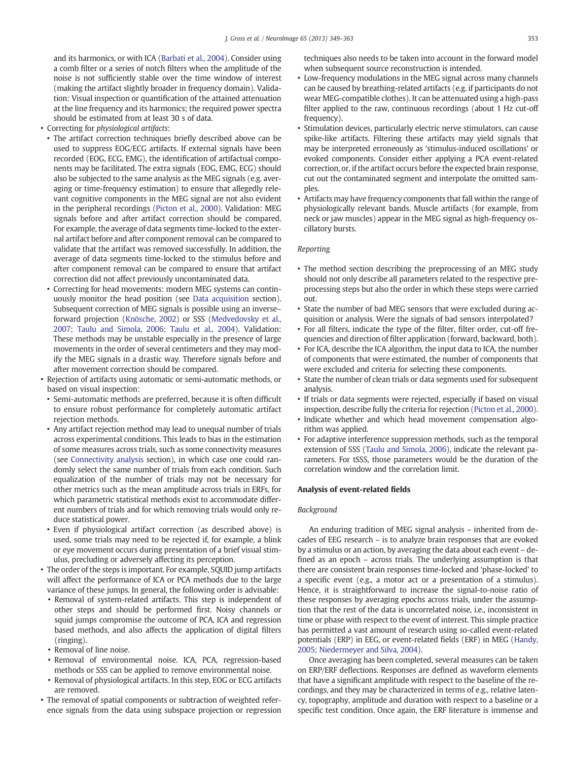and its harmonics, or with ICA (Barbati et al., 2004). Consider using a comb filter or a series of notch filters when the amplitude of the noise is not sufficiently stable over the time window of interest (making the artifact slightly broader in frequency domain). Validation: Visual inspection or quantification of the attained attenuation at the line frequency and its harmonics; the required power spectra should be estimated from at least 30 s of data.

- Correcting for *physiological artifacts*:
  - The artifact correction techniques briefly described above can be used to suppress EOG/ECG artifacts. If external signals have been recorded (EOG, ECG, EMG), the identification of artifactual components may be facilitated. The extra signals (EOG, EMG, ECG) should also be subjected to the same analysis as the MEG signals (e.g. averaging or time-frequency estimation) to ensure that allegedly relevant cognitive components in the MEG signal are not also evident in the peripheral recordings (Picton et al., 2000). Validation: MEG signals before and after artifact correction should be compared. For example, the average of data segments time-locked to the external artifact before and after component removal can be compared to validate that the artifact was removed successfully. In addition, the average of data segments time-locked to the stimulus before and after component removal can be compared to ensure that artifact correction did not affect previously uncontaminated data.
  - Correcting for head movements: modern MEG systems can continuously monitor the head position (see Data acquisition section). Subsequent correction of MEG signals is possible using an inverse–forward projection (Knösche, 2002) or SSS (Medvedovsky et al., 2007; Taulu and Simola, 2006; Taulu et al., 2004). Validation: These methods may be unstable especially in the presence of large movements in the order of several centimeters and they may modify the MEG signals in a drastic way. Therefore signals before and after movement correction should be compared.
- Rejection of artifacts using automatic or semi-automatic methods, or based on visual inspection:
  - Semi-automatic methods are preferred, because it is often difficult to ensure robust performance for completely automatic artifact rejection methods.
  - Any artifact rejection method may lead to unequal number of trials across experimental conditions. This leads to bias in the estimation of some measures across trials, such as some connectivity measures (see Connectivity analysis section), in which case one could randomly select the same number of trials from each condition. Such equalization of the number of trials may not be necessary for other metrics such as the mean amplitude across trials in ERFs, for which parametric statistical methods exist to accommodate different numbers of trials and for which removing trials would only reduce statistical power.
  - Even if physiological artifact correction (as described above) is used, some trials may need to be rejected if, for example, a blink or eye movement occurs during presentation of a brief visual stimulus, precluding or adversely affecting its perception.
- The order of the steps is important. For example, SQUID jump artifacts will affect the performance of ICA or PCA methods due to the large variance of these jumps. In general, the following order is advisable:
  - Removal of system-related artifacts. This step is independent of other steps and should be performed first. Noisy channels or squid jumps compromise the outcome of PCA, ICA and regression based methods, and also affects the application of digital filters (ringing).
  - Removal of line noise.
  - Removal of environmental noise. ICA, PCA, regression-based methods or SSS can be applied to remove environmental noise.
  - Removal of physiological artifacts. In this step, EOG or ECG artifacts are removed.
- The removal of spatial components or subtraction of weighted reference signals from the data using subspace projection or regression techniques also needs to be taken into account in the forward model when subsequent source reconstruction is intended.
- Low-frequency modulations in the MEG signal across many channels can be caused by breathing-related artifacts (e.g. if participants do not wear MEG-compatible clothes). It can be attenuated using a high-pass filter applied to the raw, continuous recordings (about 1 Hz cut-off frequency).
- Stimulation devices, particularly electric nerve stimulators, can cause spike-like artifacts. Filtering these artifacts may yield signals that may be interpreted erroneously as 'stimulus-induced oscillations' or evoked components. Consider either applying a PCA event-related correction, or, if the artifact occurs before the expected brain response, cut out the contaminated segment and interpolate the omitted samples.
- Artifacts may have frequency components that fall within the range of physiologically relevant bands. Muscle artifacts (for example, from neck or jaw muscles) appear in the MEG signal as high-frequency oscillatory bursts.

*Reporting*

- The method section describing the preprocessing of an MEG study should not only describe all parameters related to the respective preprocessing steps but also the order in which these steps were carried out.
- State the number of bad MEG sensors that were excluded during acquisition or analysis. Were the signals of bad sensors interpolated?
- For all filters, indicate the type of the filter, filter order, cut-off frequencies and direction of filter application (forward, backward, both).
- For ICA, describe the ICA algorithm, the input data to ICA, the number of components that were estimated, the number of components that were excluded and criteria for selecting these components.
- State the number of clean trials or data segments used for subsequent analysis.
- If trials or data segments were rejected, especially if based on visual inspection, describe fully the criteria for rejection (Picton et al., 2000).
- Indicate whether and which head movement compensation algorithm was applied.
- For adaptive interference suppression methods, such as the temporal extension of SSS (Taulu and Simola, 2006), indicate the relevant parameters. For tSSS, those parameters would be the duration of the correlation window and the correlation limit.

## Analysis of event-related fields

*Background*

An enduring tradition of MEG signal analysis – inherited from decades of EEG research – is to analyze brain responses that are evoked by a stimulus or an action, by averaging the data about each event – defined as an epoch – across trials. The underlying assumption is that there are consistent brain responses time-locked and 'phase-locked' to a specific event (e.g., a motor act or a presentation of a stimulus). Hence, it is straightforward to increase the signal-to-noise ratio of these responses by averaging epochs across trials, under the assumption that the rest of the data is uncorrelated noise, i.e., inconsistent in time or phase with respect to the event of interest. This simple practice has permitted a vast amount of research using so-called event-related potentials (ERP) in EEG, or event-related fields (ERF) in MEG (Handy, 2005; Niedermeyer and Silva, 2004).

Once averaging has been completed, several measures can be taken on ERP/ERF deflections. Responses are defined as waveform elements that have a significant amplitude with respect to the baseline of the recordings, and they may be characterized in terms of e.g., relative latency, topography, amplitude and duration with respect to a baseline or a specific test condition. Once again, the ERF literature is immense and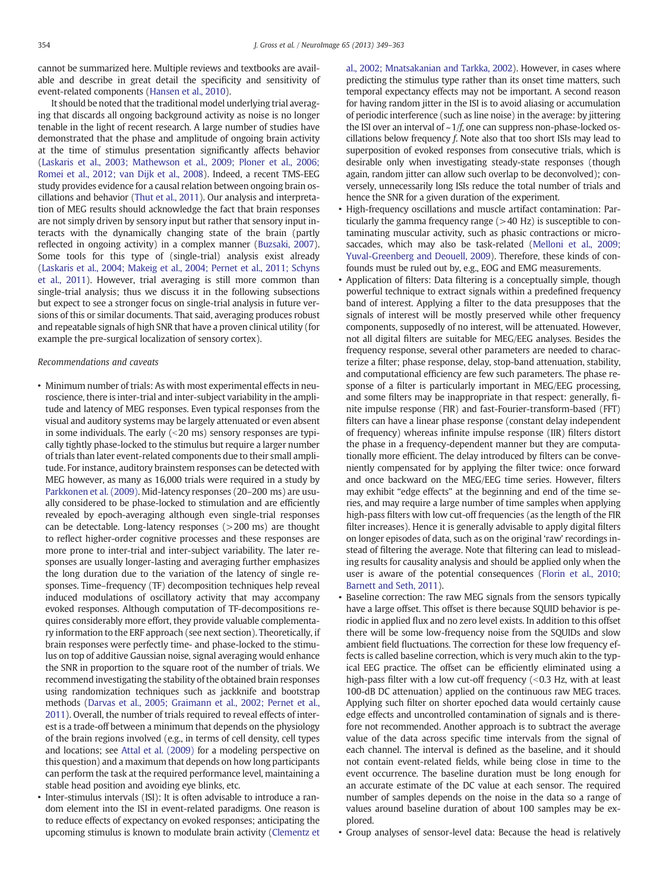cannot be summarized here. Multiple reviews and textbooks are available and describe in great detail the specificity and sensitivity of event-related components (Hansen et al., 2010).

It should be noted that the traditional model underlying trial averaging that discards all ongoing background activity as noise is no longer tenable in the light of recent research. A large number of studies have demonstrated that the phase and amplitude of ongoing brain activity at the time of stimulus presentation significantly affects behavior (Laskaris et al., 2003; Mathewson et al., 2009; Ploner et al., 2006; Romei et al., 2012; van Dijk et al., 2008). Indeed, a recent TMS-EEG study provides evidence for a causal relation between ongoing brain oscillations and behavior (Thut et al., 2011). Our analysis and interpretation of MEG results should acknowledge the fact that brain responses are not simply driven by sensory input but rather that sensory input interacts with the dynamically changing state of the brain (partly reflected in ongoing activity) in a complex manner (Buzsaki, 2007). Some tools for this type of (single-trial) analysis exist already (Laskaris et al., 2004; Makeig et al., 2004; Pernet et al., 2011; Schyns et al., 2011). However, trial averaging is still more common than single-trial analysis; thus we discuss it in the following subsections but expect to see a stronger focus on single-trial analysis in future versions of this or similar documents. That said, averaging produces robust and repeatable signals of high SNR that have a proven clinical utility (for example the pre-surgical localization of sensory cortex).

*Recommendations and caveats*

- Minimum number of trials: As with most experimental effects in neuroscience, there is inter-trial and inter-subject variability in the amplitude and latency of MEG responses. Even typical responses from the visual and auditory systems may be largely attenuated or even absent in some individuals. The early (<20 ms) sensory responses are typically tightly phase-locked to the stimulus but require a larger number of trials than later event-related components due to their small amplitude. For instance, auditory brainstem responses can be detected with MEG however, as many as 16,000 trials were required in a study by Parkkonen et al. (2009). Mid-latency responses (20–200 ms) are usually considered to be phase-locked to stimulation and are efficiently revealed by epoch-averaging although even single-trial responses can be detectable. Long-latency responses (>200 ms) are thought to reflect higher-order cognitive processes and these responses are more prone to inter-trial and inter-subject variability. The later responses are usually longer-lasting and averaging further emphasizes the long duration due to the variation of the latency of single responses. Time–frequency (TF) decomposition techniques help reveal induced modulations of oscillatory activity that may accompany evoked responses. Although computation of TF-decompositions requires considerably more effort, they provide valuable complementary information to the ERF approach (see next section). Theoretically, if brain responses were perfectly time- and phase-locked to the stimulus on top of additive Gaussian noise, signal averaging would enhance the SNR in proportion to the square root of the number of trials. We recommend investigating the stability of the obtained brain responses using randomization techniques such as jackknife and bootstrap methods (Darvas et al., 2005; Graimann et al., 2002; Pernet et al., 2011). Overall, the number of trials required to reveal effects of interest is a trade-off between a minimum that depends on the physiology of the brain regions involved (e.g., in terms of cell density, cell types and locations; see Attal et al. (2009) for a modeling perspective on this question) and a maximum that depends on how long participants can perform the task at the required performance level, maintaining a stable head position and avoiding eye blinks, etc.
- Inter-stimulus intervals (ISI): It is often advisable to introduce a random element into the ISI in event-related paradigms. One reason is to reduce effects of expectancy on evoked responses; anticipating the upcoming stimulus is known to modulate brain activity (Clementz et al., 2002; Mnatsakanian and Tarkka, 2002). However, in cases where predicting the stimulus type rather than its onset time matters, such temporal expectancy effects may not be important. A second reason for having random jitter in the ISI is to avoid aliasing or accumulation of periodic interference (such as line noise) in the average: by jittering the ISI over an interval of ~1/*f*, one can suppress non-phase-locked oscillations below frequency *f*. Note also that too short ISIs may lead to superposition of evoked responses from consecutive trials, which is desirable only when investigating steady-state responses (though again, random jitter can allow such overlap to be deconvolved); conversely, unnecessarily long ISIs reduce the total number of trials and hence the SNR for a given duration of the experiment.
- High-frequency oscillations and muscle artifact contamination: Particularly the gamma frequency range (>40 Hz) is susceptible to contaminating muscular activity, such as phasic contractions or microsaccades, which may also be task-related (Melloni et al., 2009; Yuval-Greenberg and Deouell, 2009). Therefore, these kinds of confounds must be ruled out by, e.g., EOG and EMG measurements.
- Application of filters: Data filtering is a conceptually simple, though powerful technique to extract signals within a predefined frequency band of interest. Applying a filter to the data presupposes that the signals of interest will be mostly preserved while other frequency components, supposedly of no interest, will be attenuated. However, not all digital filters are suitable for MEG/EEG analyses. Besides the frequency response, several other parameters are needed to characterize a filter; phase response, delay, stop-band attenuation, stability, and computational efficiency are few such parameters. The phase response of a filter is particularly important in MEG/EEG processing, and some filters may be inappropriate in that respect: generally, finite impulse response (FIR) and fast-Fourier-transform-based (FFT) filters can have a linear phase response (constant delay independent of frequency) whereas infinite impulse response (IIR) filters distort the phase in a frequency-dependent manner but they are computationally more efficient. The delay introduced by filters can be conveniently compensated for by applying the filter twice: once forward and once backward on the MEG/EEG time series. However, filters may exhibit "edge effects" at the beginning and end of the time series, and may require a large number of time samples when applying high-pass filters with low cut-off frequencies (as the length of the FIR filter increases). Hence it is generally advisable to apply digital filters on longer episodes of data, such as on the original 'raw' recordings instead of filtering the average. Note that filtering can lead to misleading results for causality analysis and should be applied only when the user is aware of the potential consequences (Florin et al., 2010; Barnett and Seth, 2011).
- Baseline correction: The raw MEG signals from the sensors typically have a large offset. This offset is there because SQUID behavior is periodic in applied flux and no zero level exists. In addition to this offset there will be some low-frequency noise from the SQUIDs and slow ambient field fluctuations. The correction for these low frequency effects is called baseline correction, which is very much akin to the typical EEG practice. The offset can be efficiently eliminated using a high-pass filter with a low cut-off frequency (<0.3 Hz, with at least 100-dB DC attenuation) applied on the continuous raw MEG traces. Applying such filter on shorter epoched data would certainly cause edge effects and uncontrolled contamination of signals and is therefore not recommended. Another approach is to subtract the average value of the data across specific time intervals from the signal of each channel. The interval is defined as the baseline, and it should not contain event-related fields, while being close in time to the event occurrence. The baseline duration must be long enough for an accurate estimate of the DC value at each sensor. The required number of samples depends on the noise in the data so a range of values around baseline duration of about 100 samples may be explored.
- Group analyses of sensor-level data: Because the head is relatively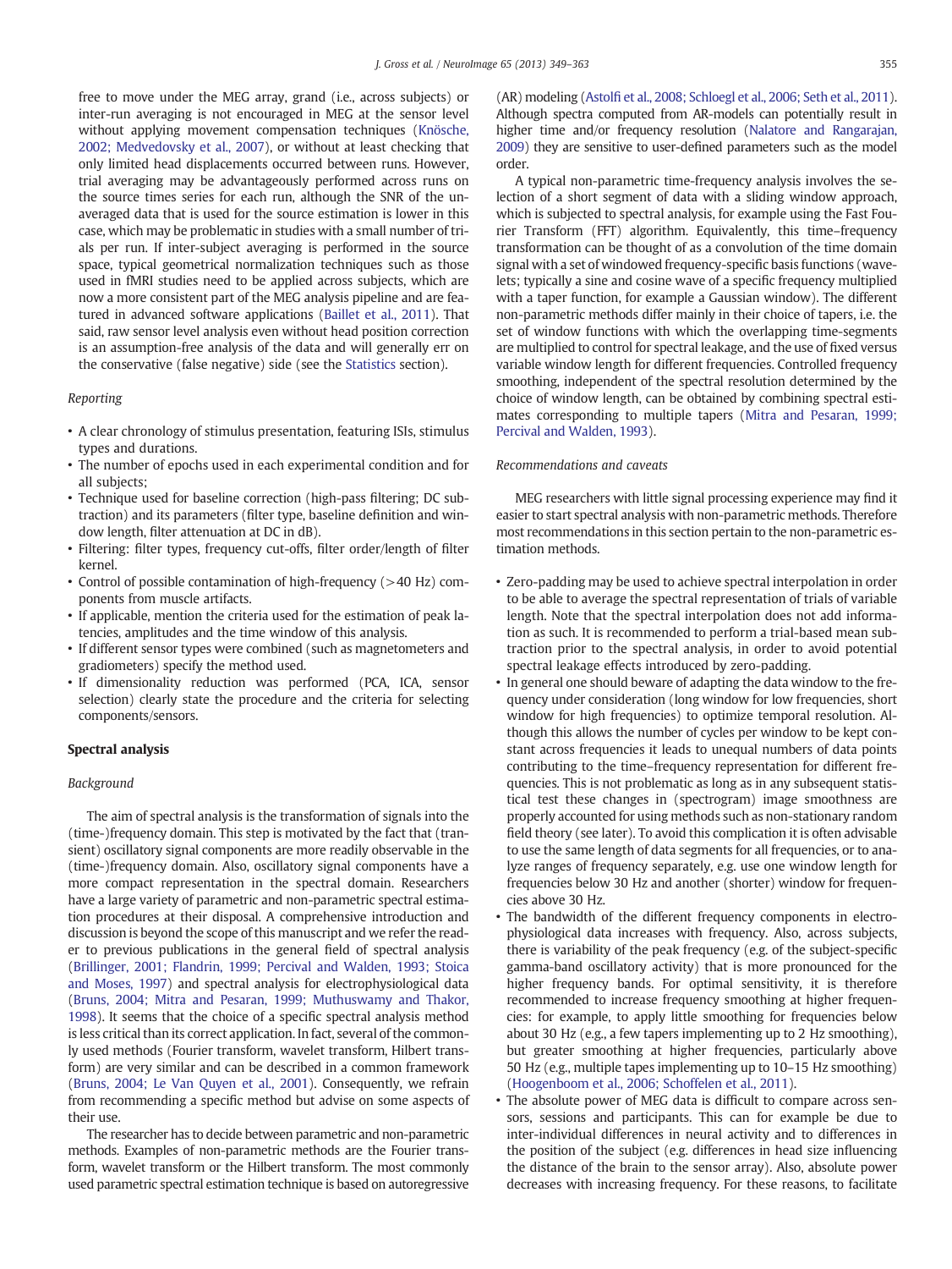free to move under the MEG array, grand (i.e., across subjects) or inter-run averaging is not encouraged in MEG at the sensor level without applying movement compensation techniques (Knösche, 2002; Medvedovsky et al., 2007), or without at least checking that only limited head displacements occurred between runs. However, trial averaging may be advantageously performed across runs on the source times series for each run, although the SNR of the unaveraged data that is used for the source estimation is lower in this case, which may be problematic in studies with a small number of trials per run. If inter-subject averaging is performed in the source space, typical geometrical normalization techniques such as those used in fMRI studies need to be applied across subjects, which are now a more consistent part of the MEG analysis pipeline and are featured in advanced software applications (Baillet et al., 2011). That said, raw sensor level analysis even without head position correction is an assumption-free analysis of the data and will generally err on the conservative (false negative) side (see the Statistics section).

### Reporting

- A clear chronology of stimulus presentation, featuring ISIs, stimulus types and durations.
- The number of epochs used in each experimental condition and for all subjects;
- Technique used for baseline correction (high-pass filtering; DC subtraction) and its parameters (filter type, baseline definition and window length, filter attenuation at DC in dB).
- Filtering: filter types, frequency cut-offs, filter order/length of filter kernel.
- Control of possible contamination of high-frequency (>40 Hz) components from muscle artifacts.
- If applicable, mention the criteria used for the estimation of peak latencies, amplitudes and the time window of this analysis.
- If different sensor types were combined (such as magnetometers and gradiometers) specify the method used.
- If dimensionality reduction was performed (PCA, ICA, sensor selection) clearly state the procedure and the criteria for selecting components/sensors.

## Spectral analysis

### Background

The aim of spectral analysis is the transformation of signals into the (time-)frequency domain. This step is motivated by the fact that (transient) oscillatory signal components are more readily observable in the (time-)frequency domain. Also, oscillatory signal components have a more compact representation in the spectral domain. Researchers have a large variety of parametric and non-parametric spectral estimation procedures at their disposal. A comprehensive introduction and discussion is beyond the scope of this manuscript and we refer the reader to previous publications in the general field of spectral analysis (Brillinger, 2001; Flandrin, 1999; Percival and Walden, 1993; Stoica and Moses, 1997) and spectral analysis for electrophysiological data (Bruns, 2004; Mitra and Pesaran, 1999; Muthuswamy and Thakor, 1998). It seems that the choice of a specific spectral analysis method is less critical than its correct application. In fact, several of the commonly used methods (Fourier transform, wavelet transform, Hilbert transform) are very similar and can be described in a common framework (Bruns, 2004; Le Van Quyen et al., 2001). Consequently, we refrain from recommending a specific method but advise on some aspects of their use.

The researcher has to decide between parametric and non-parametric methods. Examples of non-parametric methods are the Fourier transform, wavelet transform or the Hilbert transform. The most commonly used parametric spectral estimation technique is based on autoregressive (AR) modeling (Astolfi et al., 2008; Schloegl et al., 2006; Seth et al., 2011). Although spectra computed from AR-models can potentially result in higher time and/or frequency resolution (Nalatore and Rangarajan, 2009) they are sensitive to user-defined parameters such as the model order.

A typical non-parametric time-frequency analysis involves the selection of a short segment of data with a sliding window approach, which is subjected to spectral analysis, for example using the Fast Fourier Transform (FFT) algorithm. Equivalently, this time–frequency transformation can be thought of as a convolution of the time domain signal with a set of windowed frequency-specific basis functions (wavelets; typically a sine and cosine wave of a specific frequency multiplied with a taper function, for example a Gaussian window). The different non-parametric methods differ mainly in their choice of tapers, i.e. the set of window functions with which the overlapping time-segments are multiplied to control for spectral leakage, and the use of fixed versus variable window length for different frequencies. Controlled frequency smoothing, independent of the spectral resolution determined by the choice of window length, can be obtained by combining spectral estimates corresponding to multiple tapers (Mitra and Pesaran, 1999; Percival and Walden, 1993).

### Recommendations and caveats

MEG researchers with little signal processing experience may find it easier to start spectral analysis with non-parametric methods. Therefore most recommendations in this section pertain to the non-parametric estimation methods.

- Zero-padding may be used to achieve spectral interpolation in order to be able to average the spectral representation of trials of variable length. Note that the spectral interpolation does not add information as such. It is recommended to perform a trial-based mean subtraction prior to the spectral analysis, in order to avoid potential spectral leakage effects introduced by zero-padding.
- In general one should beware of adapting the data window to the frequency under consideration (long window for low frequencies, short window for high frequencies) to optimize temporal resolution. Although this allows the number of cycles per window to be kept constant across frequencies it leads to unequal numbers of data points contributing to the time–frequency representation for different frequencies. This is not problematic as long as in any subsequent statistical test these changes in (spectrogram) image smoothness are properly accounted for using methods such as non-stationary random field theory (see later). To avoid this complication it is often advisable to use the same length of data segments for all frequencies, or to analyze ranges of frequency separately, e.g. use one window length for frequencies below 30 Hz and another (shorter) window for frequencies above 30 Hz.
- The bandwidth of the different frequency components in electrophysiological data increases with frequency. Also, across subjects, there is variability of the peak frequency (e.g. of the subject-specific gamma-band oscillatory activity) that is more pronounced for the higher frequency bands. For optimal sensitivity, it is therefore recommended to increase frequency smoothing at higher frequencies: for example, to apply little smoothing for frequencies below about 30 Hz (e.g., a few tapers implementing up to 2 Hz smoothing), but greater smoothing at higher frequencies, particularly above 50 Hz (e.g., multiple tapes implementing up to 10–15 Hz smoothing) (Hoogenboom et al., 2006; Schoffelen et al., 2011).
- The absolute power of MEG data is difficult to compare across sensors, sessions and participants. This can for example be due to inter-individual differences in neural activity and to differences in the position of the subject (e.g. differences in head size influencing the distance of the brain to the sensor array). Also, absolute power decreases with increasing frequency. For these reasons, to facilitate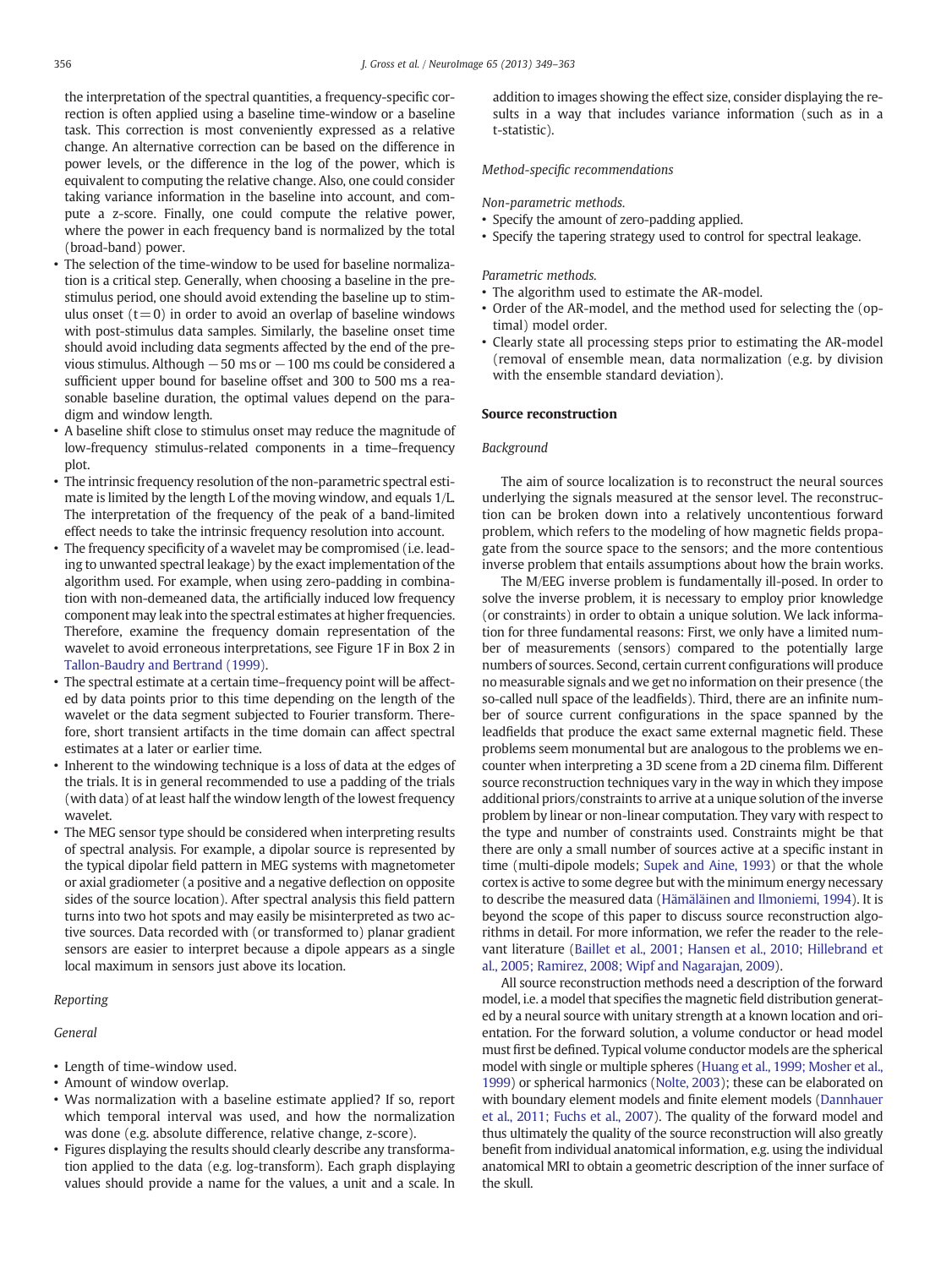the interpretation of the spectral quantities, a frequency-specific correction is often applied using a baseline time-window or a baseline task. This correction is most conveniently expressed as a relative change. An alternative correction can be based on the difference in power levels, or the difference in the log of the power, which is equivalent to computing the relative change. Also, one could consider taking variance information in the baseline into account, and compute a z-score. Finally, one could compute the relative power, where the power in each frequency band is normalized by the total (broad-band) power.

- The selection of the time-window to be used for baseline normalization is a critical step. Generally, when choosing a baseline in the prestimulus period, one should avoid extending the baseline up to stimulus onset ($t = 0$) in order to avoid an overlap of baseline windows with post-stimulus data samples. Similarly, the baseline onset time should avoid including data segments affected by the end of the previous stimulus. Although −50 ms or −100 ms could be considered a sufficient upper bound for baseline offset and 300 to 500 ms a reasonable baseline duration, the optimal values depend on the paradigm and window length.
- A baseline shift close to stimulus onset may reduce the magnitude of low-frequency stimulus-related components in a time–frequency plot.
- The intrinsic frequency resolution of the non-parametric spectral estimate is limited by the length L of the moving window, and equals 1/L. The interpretation of the frequency of the peak of a band-limited effect needs to take the intrinsic frequency resolution into account.
- The frequency specificity of a wavelet may be compromised (i.e. leading to unwanted spectral leakage) by the exact implementation of the algorithm used. For example, when using zero-padding in combination with non-demeaned data, the artificially induced low frequency component may leak into the spectral estimates at higher frequencies. Therefore, examine the frequency domain representation of the wavelet to avoid erroneous interpretations, see Figure 1F in Box 2 in Tallon-Baudry and Bertrand (1999).
- The spectral estimate at a certain time–frequency point will be affected by data points prior to this time depending on the length of the wavelet or the data segment subjected to Fourier transform. Therefore, short transient artifacts in the time domain can affect spectral estimates at a later or earlier time.
- Inherent to the windowing technique is a loss of data at the edges of the trials. It is in general recommended to use a padding of the trials (with data) of at least half the window length of the lowest frequency wavelet.
- The MEG sensor type should be considered when interpreting results of spectral analysis. For example, a dipolar source is represented by the typical dipolar field pattern in MEG systems with magnetometer or axial gradiometer (a positive and a negative deflection on opposite sides of the source location). After spectral analysis this field pattern turns into two hot spots and may easily be misinterpreted as two active sources. Data recorded with (or transformed to) planar gradient sensors are easier to interpret because a dipole appears as a single local maximum in sensors just above its location.

*Reporting*

*General*

- Length of time-window used.
- Amount of window overlap.
- Was normalization with a baseline estimate applied? If so, report which temporal interval was used, and how the normalization was done (e.g. absolute difference, relative change, z-score).
- Figures displaying the results should clearly describe any transformation applied to the data (e.g. log-transform). Each graph displaying values should provide a name for the values, a unit and a scale. In addition to images showing the effect size, consider displaying the results in a way that includes variance information (such as in a t-statistic).

*Method-specific recommendations*

*Non-parametric methods.*

- Specify the amount of zero-padding applied.
- Specify the tapering strategy used to control for spectral leakage.

*Parametric methods.*

- The algorithm used to estimate the AR-model.
- Order of the AR-model, and the method used for selecting the (optimal) model order.
- Clearly state all processing steps prior to estimating the AR-model (removal of ensemble mean, data normalization (e.g. by division with the ensemble standard deviation).

## Source reconstruction

*Background*

The aim of source localization is to reconstruct the neural sources underlying the signals measured at the sensor level. The reconstruction can be broken down into a relatively uncontentious forward problem, which refers to the modeling of how magnetic fields propagate from the source space to the sensors; and the more contentious inverse problem that entails assumptions about how the brain works.

The M/EEG inverse problem is fundamentally ill-posed. In order to solve the inverse problem, it is necessary to employ prior knowledge (or constraints) in order to obtain a unique solution. We lack information for three fundamental reasons: First, we only have a limited number of measurements (sensors) compared to the potentially large numbers of sources. Second, certain current configurations will produce no measurable signals and we get no information on their presence (the so-called null space of the leadfields). Third, there are an infinite number of source current configurations in the space spanned by the leadfields that produce the exact same external magnetic field. These problems seem monumental but are analogous to the problems we encounter when interpreting a 3D scene from a 2D cinema film. Different source reconstruction techniques vary in the way in which they impose additional priors/constraints to arrive at a unique solution of the inverse problem by linear or non-linear computation. They vary with respect to the type and number of constraints used. Constraints might be that there are only a small number of sources active at a specific instant in time (multi-dipole models; Supek and Aine, 1993) or that the whole cortex is active to some degree but with the minimum energy necessary to describe the measured data (Hämäläinen and Ilmoniemi, 1994). It is beyond the scope of this paper to discuss source reconstruction algorithms in detail. For more information, we refer the reader to the relevant literature (Baillet et al., 2001; Hansen et al., 2010; Hillebrand et al., 2005; Ramirez, 2008; Wipf and Nagarajan, 2009).

All source reconstruction methods need a description of the forward model, i.e. a model that specifies the magnetic field distribution generated by a neural source with unitary strength at a known location and orientation. For the forward solution, a volume conductor or head model must first be defined. Typical volume conductor models are the spherical model with single or multiple spheres (Huang et al., 1999; Mosher et al., 1999) or spherical harmonics (Nolte, 2003); these can be elaborated on with boundary element models and finite element models (Dannhauer et al., 2011; Fuchs et al., 2007). The quality of the forward model and thus ultimately the quality of the source reconstruction will also greatly benefit from individual anatomical information, e.g. using the individual anatomical MRI to obtain a geometric description of the inner surface of the skull.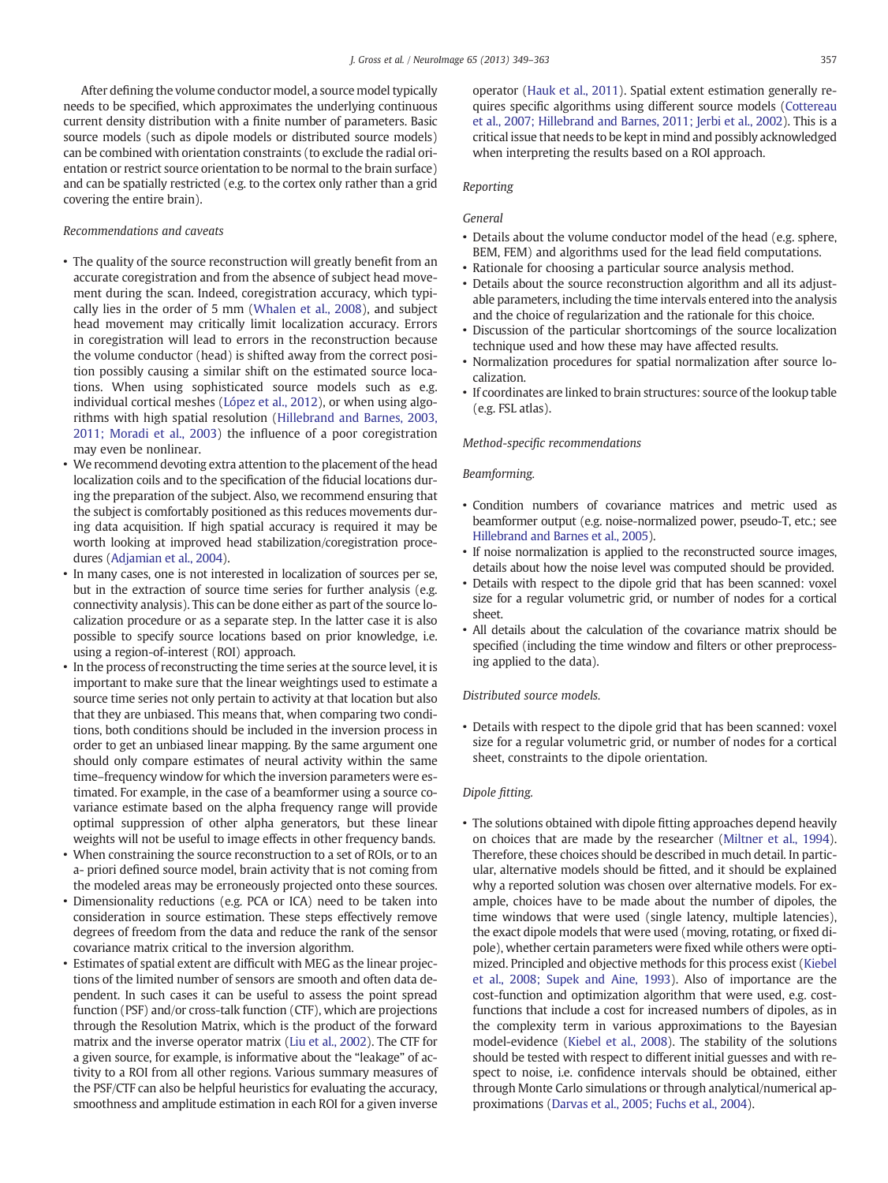After defining the volume conductor model, a source model typically needs to be specified, which approximates the underlying continuous current density distribution with a finite number of parameters. Basic source models (such as dipole models or distributed source models) can be combined with orientation constraints (to exclude the radial orientation or restrict source orientation to be normal to the brain surface) and can be spatially restricted (e.g. to the cortex only rather than a grid covering the entire brain).

*Recommendations and caveats*

- The quality of the source reconstruction will greatly benefit from an accurate coregistration and from the absence of subject head movement during the scan. Indeed, coregistration accuracy, which typically lies in the order of 5 mm (Whalen et al., 2008), and subject head movement may critically limit localization accuracy. Errors in coregistration will lead to errors in the reconstruction because the volume conductor (head) is shifted away from the correct position possibly causing a similar shift on the estimated source locations. When using sophisticated source models such as e.g. individual cortical meshes (López et al., 2012), or when using algorithms with high spatial resolution (Hillebrand and Barnes, 2003, 2011; Moradi et al., 2003) the influence of a poor coregistration may even be nonlinear.
- We recommend devoting extra attention to the placement of the head localization coils and to the specification of the fiducial locations during the preparation of the subject. Also, we recommend ensuring that the subject is comfortably positioned as this reduces movements during data acquisition. If high spatial accuracy is required it may be worth looking at improved head stabilization/coregistration procedures (Adjamian et al., 2004).
- In many cases, one is not interested in localization of sources per se, but in the extraction of source time series for further analysis (e.g. connectivity analysis). This can be done either as part of the source localization procedure or as a separate step. In the latter case it is also possible to specify source locations based on prior knowledge, i.e. using a region-of-interest (ROI) approach.
- In the process of reconstructing the time series at the source level, it is important to make sure that the linear weightings used to estimate a source time series not only pertain to activity at that location but also that they are unbiased. This means that, when comparing two conditions, both conditions should be included in the inversion process in order to get an unbiased linear mapping. By the same argument one should only compare estimates of neural activity within the same time–frequency window for which the inversion parameters were estimated. For example, in the case of a beamformer using a source covariance estimate based on the alpha frequency range will provide optimal suppression of other alpha generators, but these linear weights will not be useful to image effects in other frequency bands.
- When constraining the source reconstruction to a set of ROIs, or to an a- priori defined source model, brain activity that is not coming from the modeled areas may be erroneously projected onto these sources.
- Dimensionality reductions (e.g. PCA or ICA) need to be taken into consideration in source estimation. These steps effectively remove degrees of freedom from the data and reduce the rank of the sensor covariance matrix critical to the inversion algorithm.
- Estimates of spatial extent are difficult with MEG as the linear projections of the limited number of sensors are smooth and often data dependent. In such cases it can be useful to assess the point spread function (PSF) and/or cross-talk function (CTF), which are projections through the Resolution Matrix, which is the product of the forward matrix and the inverse operator matrix (Liu et al., 2002). The CTF for a given source, for example, is informative about the "leakage" of activity to a ROI from all other regions. Various summary measures of the PSF/CTF can also be helpful heuristics for evaluating the accuracy, smoothness and amplitude estimation in each ROI for a given inverse operator (Hauk et al., 2011). Spatial extent estimation generally requires specific algorithms using different source models (Cottereau et al., 2007; Hillebrand and Barnes, 2011; Jerbi et al., 2002). This is a critical issue that needs to be kept in mind and possibly acknowledged when interpreting the results based on a ROI approach.

*Reporting*

*General*

- Details about the volume conductor model of the head (e.g. sphere, BEM, FEM) and algorithms used for the lead field computations.
- Rationale for choosing a particular source analysis method.
- Details about the source reconstruction algorithm and all its adjustable parameters, including the time intervals entered into the analysis and the choice of regularization and the rationale for this choice.
- Discussion of the particular shortcomings of the source localization technique used and how these may have affected results.
- Normalization procedures for spatial normalization after source localization.
- If coordinates are linked to brain structures: source of the lookup table (e.g. FSL atlas).

*Method-specific recommendations*

*Beamforming.*

- Condition numbers of covariance matrices and metric used as beamformer output (e.g. noise-normalized power, pseudo-T, etc.; see Hillebrand and Barnes et al., 2005).
- If noise normalization is applied to the reconstructed source images, details about how the noise level was computed should be provided.
- Details with respect to the dipole grid that has been scanned: voxel size for a regular volumetric grid, or number of nodes for a cortical sheet.
- All details about the calculation of the covariance matrix should be specified (including the time window and filters or other preprocessing applied to the data).

*Distributed source models.*

- Details with respect to the dipole grid that has been scanned: voxel size for a regular volumetric grid, or number of nodes for a cortical sheet, constraints to the dipole orientation.

*Dipole fitting.*

- The solutions obtained with dipole fitting approaches depend heavily on choices that are made by the researcher (Miltner et al., 1994). Therefore, these choices should be described in much detail. In particular, alternative models should be fitted, and it should be explained why a reported solution was chosen over alternative models. For example, choices have to be made about the number of dipoles, the time windows that were used (single latency, multiple latencies), the exact dipole models that were used (moving, rotating, or fixed dipole), whether certain parameters were fixed while others were optimized. Principled and objective methods for this process exist (Kiebel et al., 2008; Supek and Aine, 1993). Also of importance are the cost-function and optimization algorithm that were used, e.g. cost-functions that include a cost for increased numbers of dipoles, as in the complexity term in various approximations to the Bayesian model-evidence (Kiebel et al., 2008). The stability of the solutions should be tested with respect to different initial guesses and with respect to noise, i.e. confidence intervals should be obtained, either through Monte Carlo simulations or through analytical/numerical approximations (Darvas et al., 2005; Fuchs et al., 2004).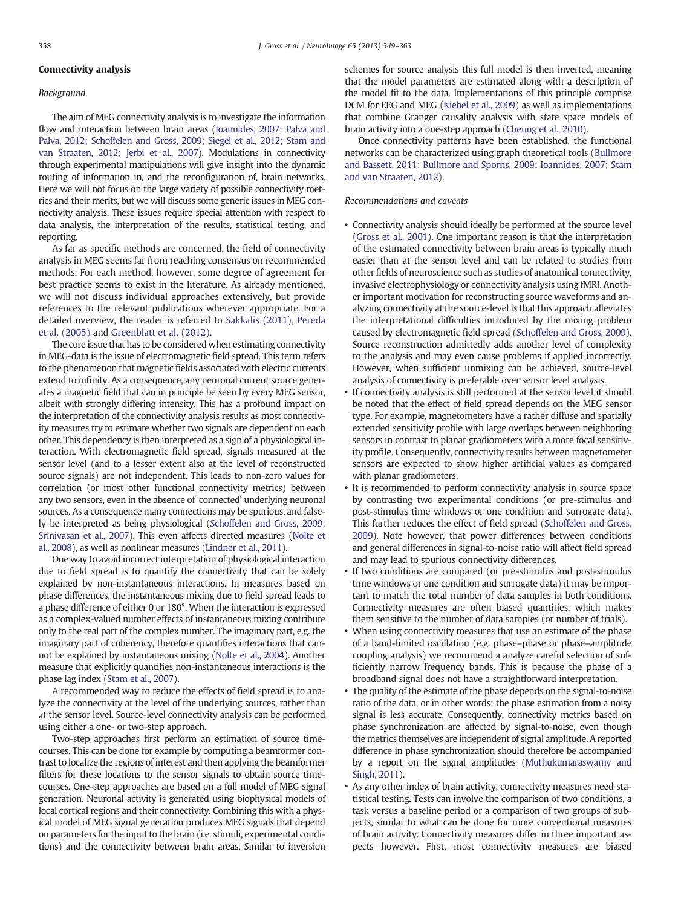## Connectivity analysis

### *Background*

The aim of MEG connectivity analysis is to investigate the information flow and interaction between brain areas (Ioannides, 2007; Palva and Palva, 2012; Schoffelen and Gross, 2009; Siegel et al., 2012; Stam and van Straaten, 2012; Jerbi et al., 2007). Modulations in connectivity through experimental manipulations will give insight into the dynamic routing of information in, and the reconfiguration of, brain networks. Here we will not focus on the large variety of possible connectivity metrics and their merits, but we will discuss some generic issues in MEG connectivity analysis. These issues require special attention with respect to data analysis, the interpretation of the results, statistical testing, and reporting.

As far as specific methods are concerned, the field of connectivity analysis in MEG seems far from reaching consensus on recommended methods. For each method, however, some degree of agreement for best practice seems to exist in the literature. As already mentioned, we will not discuss individual approaches extensively, but provide references to the relevant publications wherever appropriate. For a detailed overview, the reader is referred to Sakkalis (2011), Pereda et al. (2005) and Greenblatt et al. (2012).

The core issue that has to be considered when estimating connectivity in MEG-data is the issue of electromagnetic field spread. This term refers to the phenomenon that magnetic fields associated with electric currents extend to infinity. As a consequence, any neuronal current source generates a magnetic field that can in principle be seen by every MEG sensor, albeit with strongly differing intensity. This has a profound impact on the interpretation of the connectivity analysis results as most connectivity measures try to estimate whether two signals are dependent on each other. This dependency is then interpreted as a sign of a physiological interaction. With electromagnetic field spread, signals measured at the sensor level (and to a lesser extent also at the level of reconstructed source signals) are not independent. This leads to non-zero values for correlation (or most other functional connectivity metrics) between any two sensors, even in the absence of 'connected' underlying neuronal sources. As a consequence many connections may be spurious, and falsely be interpreted as being physiological (Schoffelen and Gross, 2009; Srinivasan et al., 2007). This even affects directed measures (Nolte et al., 2008), as well as nonlinear measures (Lindner et al., 2011).

One way to avoid incorrect interpretation of physiological interaction due to field spread is to quantify the connectivity that can be solely explained by non-instantaneous interactions. In measures based on phase differences, the instantaneous mixing due to field spread leads to a phase difference of either 0 or 180°. When the interaction is expressed as a complex-valued number effects of instantaneous mixing contribute only to the real part of the complex number. The imaginary part, e.g. the imaginary part of coherency, therefore quantifies interactions that cannot be explained by instantaneous mixing (Nolte et al., 2004). Another measure that explicitly quantifies non-instantaneous interactions is the phase lag index (Stam et al., 2007).

A recommended way to reduce the effects of field spread is to analyze the connectivity at the level of the underlying sources, rather than at the sensor level. Source-level connectivity analysis can be performed using either a one- or two-step approach.

Two-step approaches first perform an estimation of source time-courses. This can be done for example by computing a beamformer contrast to localize the regions of interest and then applying the beamformer filters for these locations to the sensor signals to obtain source time-courses. One-step approaches are based on a full model of MEG signal generation. Neuronal activity is generated using biophysical models of local cortical regions and their connectivity. Combining this with a physical model of MEG signal generation produces MEG signals that depend on parameters for the input to the brain (i.e. stimuli, experimental conditions) and the connectivity between brain areas. Similar to inversion schemes for source analysis this full model is then inverted, meaning that the model parameters are estimated along with a description of the model fit to the data. Implementations of this principle comprise DCM for EEG and MEG (Kiebel et al., 2009) as well as implementations that combine Granger causality analysis with state space models of brain activity into a one-step approach (Cheung et al., 2010).

Once connectivity patterns have been established, the functional networks can be characterized using graph theoretical tools (Bullmore and Bassett, 2011; Bullmore and Sporns, 2009; Ioannides, 2007; Stam and van Straaten, 2012).

### *Recommendations and caveats*

- Connectivity analysis should ideally be performed at the source level (Gross et al., 2001). One important reason is that the interpretation of the estimated connectivity between brain areas is typically much easier than at the sensor level and can be related to studies from other fields of neuroscience such as studies of anatomical connectivity, invasive electrophysiology or connectivity analysis using fMRI. Another important motivation for reconstructing source waveforms and analyzing connectivity at the source-level is that this approach alleviates the interpretational difficulties introduced by the mixing problem caused by electromagnetic field spread (Schoffelen and Gross, 2009). Source reconstruction admittedly adds another level of complexity to the analysis and may even cause problems if applied incorrectly. However, when sufficient unmixing can be achieved, source-level analysis of connectivity is preferable over sensor level analysis.
- If connectivity analysis is still performed at the sensor level it should be noted that the effect of field spread depends on the MEG sensor type. For example, magnetometers have a rather diffuse and spatially extended sensitivity profile with large overlaps between neighboring sensors in contrast to planar gradiometers with a more focal sensitivity profile. Consequently, connectivity results between magnetometer sensors are expected to show higher artificial values as compared with planar gradiometers.
- It is recommended to perform connectivity analysis in source space by contrasting two experimental conditions (or pre-stimulus and post-stimulus time windows or one condition and surrogate data). This further reduces the effect of field spread (Schoffelen and Gross, 2009). Note however, that power differences between conditions and general differences in signal-to-noise ratio will affect field spread and may lead to spurious connectivity differences.
- If two conditions are compared (or pre-stimulus and post-stimulus time windows or one condition and surrogate data) it may be important to match the total number of data samples in both conditions. Connectivity measures are often biased quantities, which makes them sensitive to the number of data samples (or number of trials).
- When using connectivity measures that use an estimate of the phase of a band-limited oscillation (e.g. phase–phase or phase–amplitude coupling analysis) we recommend a analyze careful selection of sufficiently narrow frequency bands. This is because the phase of a broadband signal does not have a straightforward interpretation.
- The quality of the estimate of the phase depends on the signal-to-noise ratio of the data, or in other words: the phase estimation from a noisy signal is less accurate. Consequently, connectivity metrics based on phase synchronization are affected by signal-to-noise, even though the metrics themselves are independent of signal amplitude. A reported difference in phase synchronization should therefore be accompanied by a report on the signal amplitudes (Muthukumaraswamy and Singh, 2011).
- As any other index of brain activity, connectivity measures need statistical testing. Tests can involve the comparison of two conditions, a task versus a baseline period or a comparison of two groups of subjects, similar to what can be done for more conventional measures of brain activity. Connectivity measures differ in three important aspects however. First, most connectivity measures are biased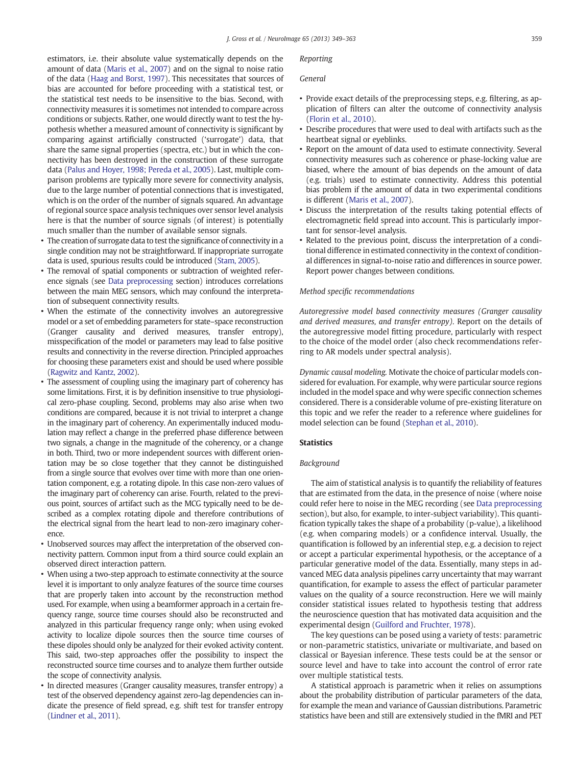estimators, i.e. their absolute value systematically depends on the amount of data (Maris et al., 2007) and on the signal to noise ratio of the data (Haag and Borst, 1997). This necessitates that sources of bias are accounted for before proceeding with a statistical test, or the statistical test needs to be insensitive to the bias. Second, with connectivity measures it is sometimes not intended to compare across conditions or subjects. Rather, one would directly want to test the hypothesis whether a measured amount of connectivity is significant by comparing against artificially constructed ('surrogate') data, that share the same signal properties (spectra, etc.) but in which the connectivity has been destroyed in the construction of these surrogate data (Palus and Hoyer, 1998; Pereda et al., 2005). Last, multiple comparison problems are typically more severe for connectivity analysis, due to the large number of potential connections that is investigated, which is on the order of the number of signals squared. An advantage of regional source space analysis techniques over sensor level analysis here is that the number of source signals (of interest) is potentially much smaller than the number of available sensor signals.

- The creation of surrogate data to test the significance of connectivity in a single condition may not be straightforward. If inappropriate surrogate data is used, spurious results could be introduced (Stam, 2005).
- The removal of spatial components or subtraction of weighted reference signals (see Data preprocessing section) introduces correlations between the main MEG sensors, which may confound the interpretation of subsequent connectivity results.
- When the estimate of the connectivity involves an autoregressive model or a set of embedding parameters for state–space reconstruction (Granger causality and derived measures, transfer entropy), misspecification of the model or parameters may lead to false positive results and connectivity in the reverse direction. Principled approaches for choosing these parameters exist and should be used where possible (Ragwitz and Kantz, 2002).
- The assessment of coupling using the imaginary part of coherency has some limitations. First, it is by definition insensitive to true physiological zero-phase coupling. Second, problems may also arise when two conditions are compared, because it is not trivial to interpret a change in the imaginary part of coherency. An experimentally induced modulation may reflect a change in the preferred phase difference between two signals, a change in the magnitude of the coherency, or a change in both. Third, two or more independent sources with different orientation may be so close together that they cannot be distinguished from a single source that evolves over time with more than one orientation component, e.g. a rotating dipole. In this case non-zero values of the imaginary part of coherency can arise. Fourth, related to the previous point, sources of artifact such as the MCG typically need to be described as a complex rotating dipole and therefore contributions of the electrical signal from the heart lead to non-zero imaginary coherence.
- Unobserved sources may affect the interpretation of the observed connectivity pattern. Common input from a third source could explain an observed direct interaction pattern.
- When using a two-step approach to estimate connectivity at the source level it is important to only analyze features of the source time courses that are properly taken into account by the reconstruction method used. For example, when using a beamformer approach in a certain frequency range, source time courses should also be reconstructed and analyzed in this particular frequency range only; when using evoked activity to localize dipole sources then the source time courses of these dipoles should only be analyzed for their evoked activity content. This said, two-step approaches offer the possibility to inspect the reconstructed source time courses and to analyze them further outside the scope of connectivity analysis.
- In directed measures (Granger causality measures, transfer entropy) a test of the observed dependency against zero-lag dependencies can indicate the presence of field spread, e.g. shift test for transfer entropy (Lindner et al., 2011).

*Reporting*

*General*

- Provide exact details of the preprocessing steps, e.g. filtering, as application of filters can alter the outcome of connectivity analysis (Florin et al., 2010).
- Describe procedures that were used to deal with artifacts such as the heartbeat signal or eyeblinks.
- Report on the amount of data used to estimate connectivity. Several connectivity measures such as coherence or phase-locking value are biased, where the amount of bias depends on the amount of data (e.g. trials) used to estimate connectivity. Address this potential bias problem if the amount of data in two experimental conditions is different (Maris et al., 2007).
- Discuss the interpretation of the results taking potential effects of electromagnetic field spread into account. This is particularly important for sensor-level analysis.
- Related to the previous point, discuss the interpretation of a conditional difference in estimated connectivity in the context of conditional differences in signal-to-noise ratio and differences in source power. Report power changes between conditions.

*Method specific recommendations*

*Autoregressive model based connectivity measures (Granger causality and derived measures, and transfer entropy).* Report on the details of the autoregressive model fitting procedure, particularly with respect to the choice of the model order (also check recommendations referring to AR models under spectral analysis).

*Dynamic causal modeling.* Motivate the choice of particular models considered for evaluation. For example, why were particular source regions included in the model space and why were specific connection schemes considered. There is a considerable volume of pre-existing literature on this topic and we refer the reader to a reference where guidelines for model selection can be found (Stephan et al., 2010).

## Statistics

*Background*

The aim of statistical analysis is to quantify the reliability of features that are estimated from the data, in the presence of noise (where noise could refer here to noise in the MEG recording (see Data preprocessing section), but also, for example, to inter-subject variability). This quantification typically takes the shape of a probability (p-value), a likelihood (e.g. when comparing models) or a confidence interval. Usually, the quantification is followed by an inferential step, e.g. a decision to reject or accept a particular experimental hypothesis, or the acceptance of a particular generative model of the data. Essentially, many steps in advanced MEG data analysis pipelines carry uncertainty that may warrant quantification, for example to assess the effect of particular parameter values on the quality of a source reconstruction. Here we will mainly consider statistical issues related to hypothesis testing that address the neuroscience question that has motivated data acquisition and the experimental design (Guilford and Fruchter, 1978).

The key questions can be posed using a variety of tests: parametric or non-parametric statistics, univariate or multivariate, and based on classical or Bayesian inference. These tests could be at the sensor or source level and have to take into account the control of error rate over multiple statistical tests.

A statistical approach is parametric when it relies on assumptions about the probability distribution of particular parameters of the data, for example the mean and variance of Gaussian distributions. Parametric statistics have been and still are extensively studied in the fMRI and PET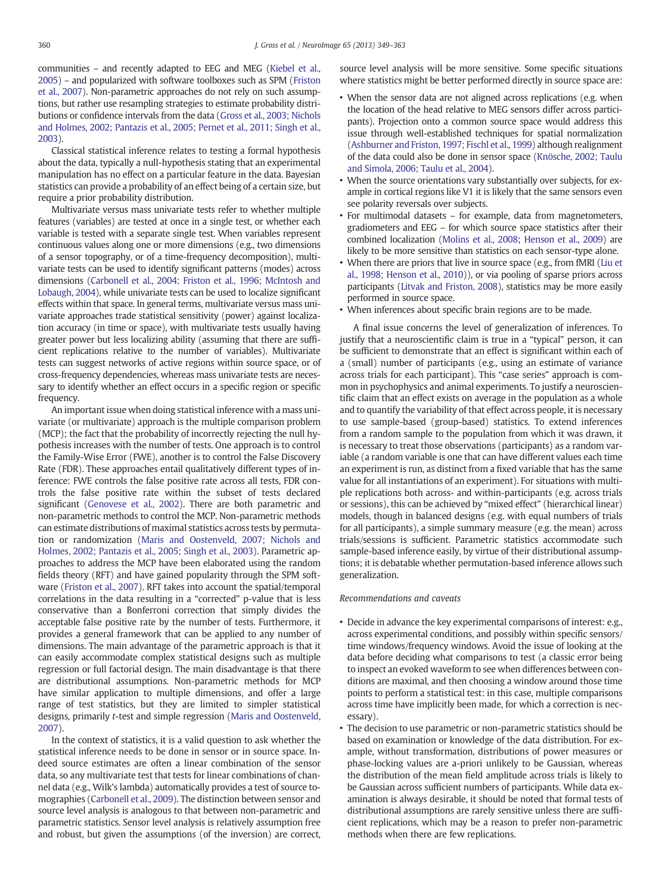communities – and recently adapted to EEG and MEG (Kiebel et al., 2005) – and popularized with software toolboxes such as SPM (Friston et al., 2007). Non-parametric approaches do not rely on such assumptions, but rather use resampling strategies to estimate probability distributions or confidence intervals from the data (Gross et al., 2003; Nichols and Holmes, 2002; Pantazis et al., 2005; Pernet et al., 2011; Singh et al., 2003).

Classical statistical inference relates to testing a formal hypothesis about the data, typically a null-hypothesis stating that an experimental manipulation has no effect on a particular feature in the data. Bayesian statistics can provide a probability of an effect being of a certain size, but require a prior probability distribution.

Multivariate versus mass univariate tests refer to whether multiple features (variables) are tested at once in a single test, or whether each variable is tested with a separate single test. When variables represent continuous values along one or more dimensions (e.g., two dimensions of a sensor topography, or of a time-frequency decomposition), multivariate tests can be used to identify significant patterns (modes) across dimensions (Carbonell et al., 2004; Friston et al., 1996; McIntosh and Lobaugh, 2004), while univariate tests can be used to localize significant effects within that space. In general terms, multivariate versus mass univariate approaches trade statistical sensitivity (power) against localization accuracy (in time or space), with multivariate tests usually having greater power but less localizing ability (assuming that there are sufficient replications relative to the number of variables). Multivariate tests can suggest networks of active regions within source space, or of cross-frequency dependencies, whereas mass univariate tests are necessary to identify whether an effect occurs in a specific region or specific frequency.

An important issue when doing statistical inference with a mass univariate (or multivariate) approach is the multiple comparison problem (MCP); the fact that the probability of incorrectly rejecting the null hypothesis increases with the number of tests. One approach is to control the Family-Wise Error (FWE), another is to control the False Discovery Rate (FDR). These approaches entail qualitatively different types of inference: FWE controls the false positive rate across all tests, FDR controls the false positive rate within the subset of tests declared significant (Genovese et al., 2002). There are both parametric and non-parametric methods to control the MCP. Non-parametric methods can estimate distributions of maximal statistics across tests by permutation or randomization (Maris and Oostenveld, 2007; Nichols and Holmes, 2002; Pantazis et al., 2005; Singh et al., 2003). Parametric approaches to address the MCP have been elaborated using the random fields theory (RFT) and have gained popularity through the SPM software (Friston et al., 2007). RFT takes into account the spatial/temporal correlations in the data resulting in a "corrected" p-value that is less conservative than a Bonferroni correction that simply divides the acceptable false positive rate by the number of tests. Furthermore, it provides a general framework that can be applied to any number of dimensions. The main advantage of the parametric approach is that it can easily accommodate complex statistical designs such as multiple regression or full factorial design. The main disadvantage is that there are distributional assumptions. Non-parametric methods for MCP have similar application to multiple dimensions, and offer a large range of test statistics, but they are limited to simpler statistical designs, primarily *t*-test and simple regression (Maris and Oostenveld, 2007).

In the context of statistics, it is a valid question to ask whether the statistical inference needs to be done in sensor or in source space. Indeed source estimates are often a linear combination of the sensor data, so any multivariate test that tests for linear combinations of channel data (e.g., Wilk's lambda) automatically provides a test of source topographies (Carbonell et al., 2009). The distinction between sensor and source level analysis is analogous to that between non-parametric and parametric statistics. Sensor level analysis is relatively assumption free and robust, but given the assumptions (of the inversion) are correct, source level analysis will be more sensitive. Some specific situations where statistics might be better performed directly in source space are:

- When the sensor data are not aligned across replications (e.g. when the location of the head relative to MEG sensors differ across participants). Projection onto a common source space would address this issue through well-established techniques for spatial normalization (Ashburner and Friston, 1997; Fischl et al., 1999) although realignment of the data could also be done in sensor space (Knösche, 2002; Taulu and Simola, 2006; Taulu et al., 2004).
- When the source orientations vary substantially over subjects, for example in cortical regions like V1 it is likely that the same sensors even see polarity reversals over subjects.
- For multimodal datasets – for example, data from magnetometers, gradiometers and EEG – for which source space statistics after their combined localization (Molins et al., 2008; Henson et al., 2009) are likely to be more sensitive than statistics on each sensor-type alone.
- When there are priors that live in source space (e.g., from fMRI (Liu et al., 1998; Henson et al., 2010)), or via pooling of sparse priors across participants (Litvak and Friston, 2008), statistics may be more easily performed in source space.
- When inferences about specific brain regions are to be made.

A final issue concerns the level of generalization of inferences. To justify that a neuroscientific claim is true in a "typical" person, it can be sufficient to demonstrate that an effect is significant within each of a (small) number of participants (e.g., using an estimate of variance across trials for each participant). This "case series" approach is common in psychophysics and animal experiments. To justify a neuroscientific claim that an effect exists on average in the population as a whole and to quantify the variability of that effect across people, it is necessary to use sample-based (group-based) statistics. To extend inferences from a random sample to the population from which it was drawn, it is necessary to treat those observations (participants) as a random variable (a random variable is one that can have different values each time an experiment is run, as distinct from a fixed variable that has the same value for all instantiations of an experiment). For situations with multiple replications both across- and within-participants (e.g. across trials or sessions), this can be achieved by "mixed effect" (hierarchical linear) models, though in balanced designs (e.g. with equal numbers of trials for all participants), a simple summary measure (e.g. the mean) across trials/sessions is sufficient. Parametric statistics accommodate such sample-based inference easily, by virtue of their distributional assumptions; it is debatable whether permutation-based inference allows such generalization.

*Recommendations and caveats*

- Decide in advance the key experimental comparisons of interest: e.g., across experimental conditions, and possibly within specific sensors/time windows/frequency windows. Avoid the issue of looking at the data before deciding what comparisons to test (a classic error being to inspect an evoked waveform to see when differences between conditions are maximal, and then choosing a window around those time points to perform a statistical test: in this case, multiple comparisons across time have implicitly been made, for which a correction is necessary).
- The decision to use parametric or non-parametric statistics should be based on examination or knowledge of the data distribution. For example, without transformation, distributions of power measures or phase-locking values are a-priori unlikely to be Gaussian, whereas the distribution of the mean field amplitude across trials is likely to be Gaussian across sufficient numbers of participants. While data examination is always desirable, it should be noted that formal tests of distributional assumptions are rarely sensitive unless there are sufficient replications, which may be a reason to prefer non-parametric methods when there are few replications.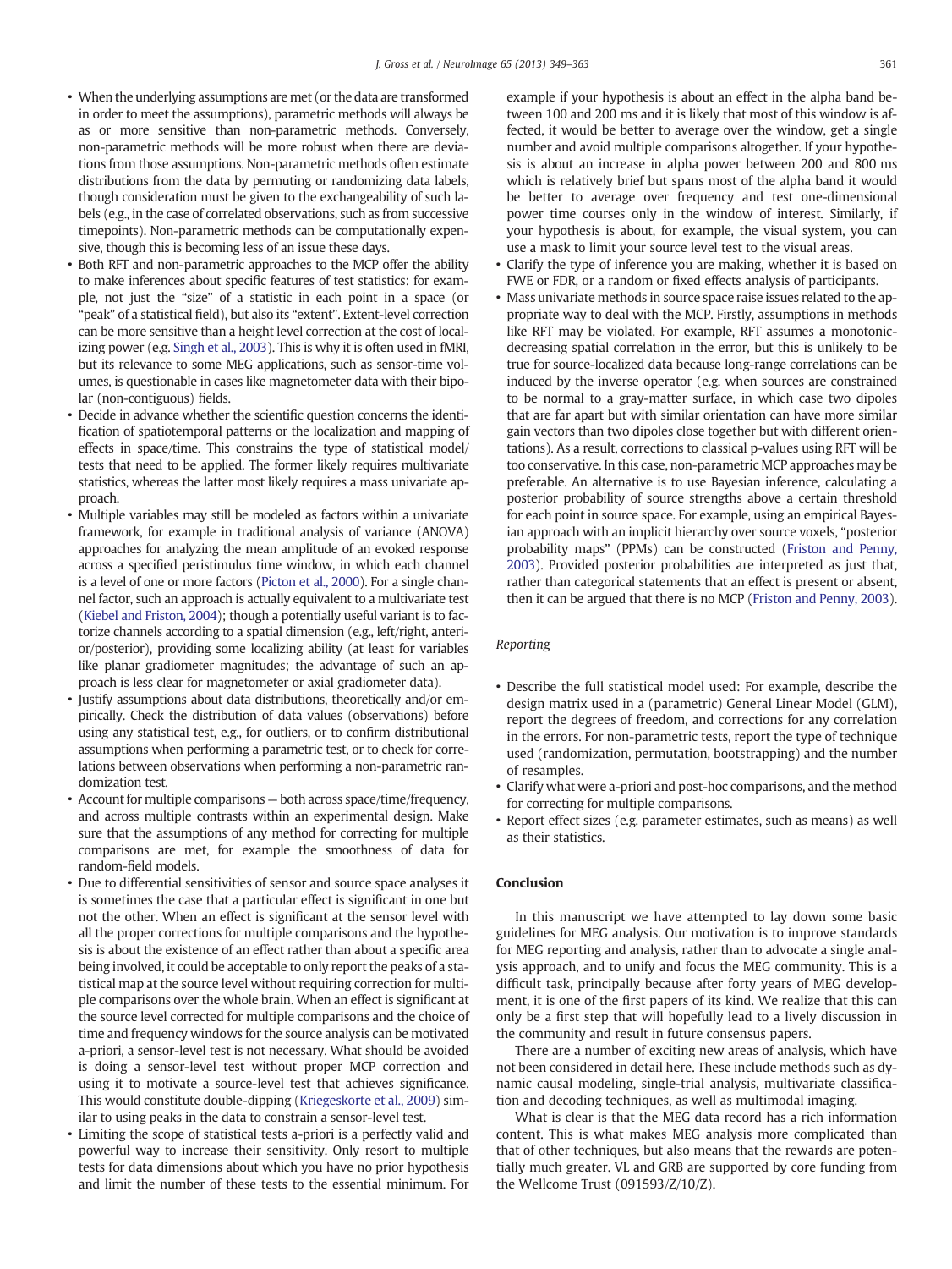- When the underlying assumptions are met (or the data are transformed in order to meet the assumptions), parametric methods will always be as or more sensitive than non-parametric methods. Conversely, non-parametric methods will be more robust when there are deviations from those assumptions. Non-parametric methods often estimate distributions from the data by permuting or randomizing data labels, though consideration must be given to the exchangeability of such labels (e.g., in the case of correlated observations, such as from successive timepoints). Non-parametric methods can be computationally expensive, though this is becoming less of an issue these days.
- Both RFT and non-parametric approaches to the MCP offer the ability to make inferences about specific features of test statistics: for example, not just the "size" of a statistic in each point in a space (or "peak" of a statistical field), but also its "extent". Extent-level correction can be more sensitive than a height level correction at the cost of localizing power (e.g. Singh et al., 2003). This is why it is often used in fMRI, but its relevance to some MEG applications, such as sensor-time volumes, is questionable in cases like magnetometer data with their bipolar (non-contiguous) fields.
- Decide in advance whether the scientific question concerns the identification of spatiotemporal patterns or the localization and mapping of effects in space/time. This constrains the type of statistical model/tests that need to be applied. The former likely requires multivariate statistics, whereas the latter most likely requires a mass univariate approach.
- Multiple variables may still be modeled as factors within a univariate framework, for example in traditional analysis of variance (ANOVA) approaches for analyzing the mean amplitude of an evoked response across a specified peristimulus time window, in which each channel is a level of one or more factors (Picton et al., 2000). For a single channel factor, such an approach is actually equivalent to a multivariate test (Kiebel and Friston, 2004); though a potentially useful variant is to factorize channels according to a spatial dimension (e.g., left/right, anterior/posterior), providing some localizing ability (at least for variables like planar gradiometer magnitudes; the advantage of such an approach is less clear for magnetometer or axial gradiometer data).
- Justify assumptions about data distributions, theoretically and/or empirically. Check the distribution of data values (observations) before using any statistical test, e.g., for outliers, or to confirm distributional assumptions when performing a parametric test, or to check for correlations between observations when performing a non-parametric randomization test.
- Account for multiple comparisons — both across space/time/frequency, and across multiple contrasts within an experimental design. Make sure that the assumptions of any method for correcting for multiple comparisons are met, for example the smoothness of data for random-field models.
- Due to differential sensitivities of sensor and source space analyses it is sometimes the case that a particular effect is significant in one but not the other. When an effect is significant at the sensor level with all the proper corrections for multiple comparisons and the hypothesis is about the existence of an effect rather than about a specific area being involved, it could be acceptable to only report the peaks of a statistical map at the source level without requiring correction for multiple comparisons over the whole brain. When an effect is significant at the source level corrected for multiple comparisons and the choice of time and frequency windows for the source analysis can be motivated a-priori, a sensor-level test is not necessary. What should be avoided is doing a sensor-level test without proper MCP correction and using it to motivate a source-level test that achieves significance. This would constitute double-dipping (Kriegeskorte et al., 2009) similar to using peaks in the data to constrain a sensor-level test.
- Limiting the scope of statistical tests a-priori is a perfectly valid and powerful way to increase their sensitivity. Only resort to multiple tests for data dimensions about which you have no prior hypothesis and limit the number of these tests to the essential minimum. For example if your hypothesis is about an effect in the alpha band between 100 and 200 ms and it is likely that most of this window is affected, it would be better to average over the window, get a single number and avoid multiple comparisons altogether. If your hypothesis is about an increase in alpha power between 200 and 800 ms which is relatively brief but spans most of the alpha band it would be better to average over frequency and test one-dimensional power time courses only in the window of interest. Similarly, if your hypothesis is about, for example, the visual system, you can use a mask to limit your source level test to the visual areas.
- Clarify the type of inference you are making, whether it is based on FWE or FDR, or a random or fixed effects analysis of participants.
- Mass univariate methods in source space raise issues related to the appropriate way to deal with the MCP. Firstly, assumptions in methods like RFT may be violated. For example, RFT assumes a monotonic-decreasing spatial correlation in the error, but this is unlikely to be true for source-localized data because long-range correlations can be induced by the inverse operator (e.g. when sources are constrained to be normal to a gray-matter surface, in which case two dipoles that are far apart but with similar orientation can have more similar gain vectors than two dipoles close together but with different orientations). As a result, corrections to classical p-values using RFT will be too conservative. In this case, non-parametric MCP approaches may be preferable. An alternative is to use Bayesian inference, calculating a posterior probability of source strengths above a certain threshold for each point in source space. For example, using an empirical Bayesian approach with an implicit hierarchy over source voxels, "posterior probability maps" (PPMs) can be constructed (Friston and Penny, 2003). Provided posterior probabilities are interpreted as just that, rather than categorical statements that an effect is present or absent, then it can be argued that there is no MCP (Friston and Penny, 2003).

### Reporting

- Describe the full statistical model used: For example, describe the design matrix used in a (parametric) General Linear Model (GLM), report the degrees of freedom, and corrections for any correlation in the errors. For non-parametric tests, report the type of technique used (randomization, permutation, bootstrapping) and the number of resamples.
- Clarify what were a-priori and post-hoc comparisons, and the method for correcting for multiple comparisons.
- Report effect sizes (e.g. parameter estimates, such as means) as well as their statistics.

## Conclusion

In this manuscript we have attempted to lay down some basic guidelines for MEG analysis. Our motivation is to improve standards for MEG reporting and analysis, rather than to advocate a single analysis approach, and to unify and focus the MEG community. This is a difficult task, principally because after forty years of MEG development, it is one of the first papers of its kind. We realize that this can only be a first step that will hopefully lead to a lively discussion in the community and result in future consensus papers.

There are a number of exciting new areas of analysis, which have not been considered in detail here. These include methods such as dynamic causal modeling, single-trial analysis, multivariate classification and decoding techniques, as well as multimodal imaging.

What is clear is that the MEG data record has a rich information content. This is what makes MEG analysis more complicated than that of other techniques, but also means that the rewards are potentially much greater. VL and GRB are supported by core funding from the Wellcome Trust (091593/Z/10/Z).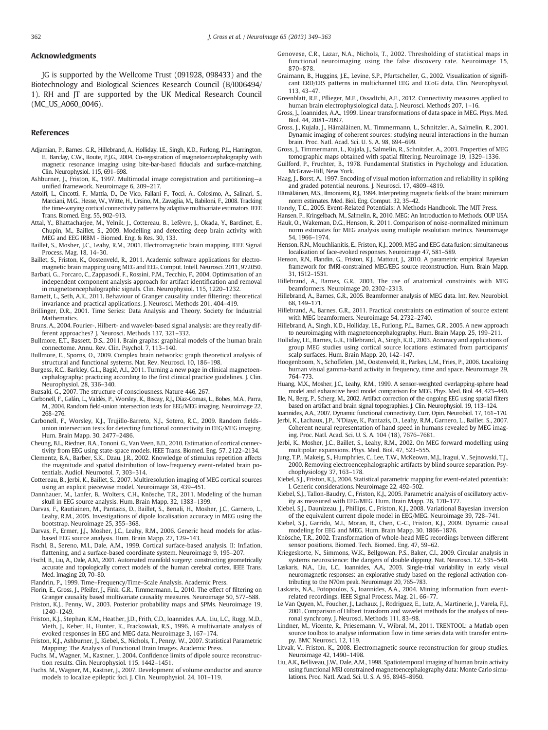## Acknowledgments

JG is supported by the Wellcome Trust (091928, 098433) and the Biotechnology and Biological Sciences Research Council (B/I006494/1). RH and JT are supported by the UK Medical Research Council (MC_US_A060_0046).

## References

Adjamian, P., Barnes, G.R., Hillebrand, A., Holliday, I.E., Singh, K.D., Furlong, P.L., Harrington, E., Barclay, C.W., Route, P.J.G., 2004. Co-registration of magnetoencephalography with magnetic resonance imaging using bite-bar-based fiducials and surface-matching. Clin. Neurophysiol. 115, 691–698.

Ashburner, J., Friston, K., 1997. Multimodal image coregistration and partitioning—a unified framework. Neuroimage 6, 209–217.

Astolfi, L., Cincotti, F., Mattia, D., De Vico, Fallani F., Tocci, A., Colosimo, A., Salinari, S., Marciani, M.G., Hesse, W., Witte, H., Ursino, M., Zavaglia, M., Babiloni, F., 2008. Tracking the time-varying cortical connectivity patterns by adaptive multivariate estimators. IEEE Trans. Biomed. Eng. 55, 902–913.

Attal, Y., Bhattacharjee, M., Yelnik, J., Cottereau, B., Lefèvre, J., Okada, Y., Bardinet, E., Chupin, M., Baillet, S., 2009. Modelling and detecting deep brain activity with MEG and EEG IRBM - Biomed. Eng. & Res. 30, 133.

Baillet, S., Mosher, J.C., Leahy, R.M., 2001. Electromagnetic brain mapping. IEEE Signal Process. Mag. 18, 14–30.

Baillet, S., Friston, K., Oostenveld, R., 2011. Academic software applications for electromagnetic brain mapping using MEG and EEG. Comput. Intell. Neurosci. 2011, 972050.

Barbati, G., Porcaro, C., Zappasodi, F., Rossini, P.M., Tecchio, F., 2004. Optimisation of an independent component analysis approach for artifact identification and removal in magnetoencephalographic signals. Clin. Neurophysiol. 115, 1220–1232.

Barnett, L., Seth, A.K., 2011. Behaviour of Granger causality under filtering: theoretical invariance and practical applications. J. Neurosci. Methods 201, 404–419.

Brillinger, D.R., 2001. Time Series: Data Analysis and Theory. Society for Industrial Mathematics.

Bruns, A., 2004. Fourier-, Hilbert- and wavelet-based signal analysis: are they really different approaches? J. Neurosci. Methods 137, 321–332.

Bullmore, E.T., Bassett, D.S., 2011. Brain graphs: graphical models of the human brain connectome. Annu. Rev. Clin. Psychol. 7, 113–140.

Bullmore, E., Sporns, O., 2009. Complex brain networks: graph theoretical analysis of structural and functional systems. Nat. Rev. Neurosci. 10, 186–198.

Burgess, R.C., Barkley, G.L., Bagić, A.I., 2011. Turning a new page in clinical magnetoencephalography: practicing according to the first clinical practice guidelines. J. Clin. Neurophysiol. 28, 336–340.

Buzsaki, G., 2007. The structure of consciousness. Nature 446, 267.

Carbonell, F., Galán, L., Valdés, P., Worsley, K., Biscay, R.J., Díaz-Comas, L., Bobes, M.A., Parra, M., 2004. Random field-union intersection tests for EEG/MEG imaging. Neuroimage 22, 268–276.

Carbonell, F., Worsley, K.J., Trujillo-Barreto, N.J., Sotero, R.C., 2009. Random fields–union intersection tests for detecting functional connectivity in EEG/MEG imaging. Hum. Brain Mapp. 30, 2477–2486.

Cheung, B.L., Riedner, B.A., Tononi, G., Van Veen, B.D., 2010. Estimation of cortical connectivity from EEG using state-space models. IEEE Trans. Biomed. Eng. 57, 2122–2134.

Clementz, B.A., Barber, S.K., Dzau, J.R., 2002. Knowledge of stimulus repetition affects the magnitude and spatial distribution of low-frequency event-related brain potentials. Audiol. Neurootol. 7, 303–314.

Cottereau, B., Jerbi, K., Baillet, S., 2007. Multiresolution imaging of MEG cortical sources using an explicit piecewise model. Neuroimage 38, 439–451.

Dannhauer, M., Lanfer, B., Wolters, C.H., Knösche, T.R., 2011. Modeling of the human skull in EEG source analysis. Hum. Brain Mapp. 32, 1383–1399.

Darvas, F., Rautiainen, M., Pantazis, D., Baillet, S., Benali, H., Mosher, J.C., Garnero, L., Leahy, R.M., 2005. Investigations of dipole localisation accuracy in MEG using the bootstrap. Neuroimage 25, 355–368.

Darvas, F., Ermer, J.J., Mosher, J.C., Leahy, R.M., 2006. Generic head models for atlas-based EEG source analysis. Hum. Brain Mapp. 27, 129–143.

Fischl, B., Sereno, M.I., Dale, A.M., 1999. Cortical surface-based analysis. II: Inflation, flattening, and a surface-based coordinate system. Neuroimage 9, 195–207.

Fischl, B., Liu, A., Dale, A.M., 2001. Automated manifold surgery: constructing geometrically accurate and topologically correct models of the human cerebral cortex. IEEE Trans. Med. Imaging 20, 70–80.

Flandrin, P., 1999. Time–Frequency/Time–Scale Analysis. Academic Press.

Florin, E., Gross, J., Pfeifer, J., Fink, G.R., Timmermann, L., 2010. The effect of filtering on Granger causality based multivariate causality measures. Neuroimage 50, 577–588.

Friston, K.J., Penny, W., 2003. Posterior probability maps and SPMs. Neuroimage 19, 1240–1249.

Friston, K.J., Stephan, K.M., Heather, J.D., Frith, C.D., Ioannides, A.A., Liu, L.C., Rugg, M.D., Vieth, J., Keber, H., Hunter, K., Frackowiak, R.S., 1996. A multivariate analysis of evoked responses in EEG and MEG data. Neuroimage 3, 167–174.

Friston, K.J., Ashburner, J., Kiebel, S., Nichols, T., Penny, W., 2007. Statistical Parametric Mapping: The Analysis of Functional Brain Images. Academic Press.

Fuchs, M., Wagner, M., Kastner, J., 2004. Confidence limits of dipole source reconstruction results. Clin. Neurophysiol. 115, 1442–1451.

Fuchs, M., Wagner, M., Kastner, J., 2007. Development of volume conductor and source models to localize epileptic foci. J. Clin. Neurophysiol. 24, 101–119.

Genovese, C.R., Lazar, N.A., Nichols, T., 2002. Thresholding of statistical maps in functional neuroimaging using the false discovery rate. Neuroimage 15, 870–878.

Graimann, B., Huggins, J.E., Levine, S.P., Pfurtscheller, G., 2002. Visualization of significant ERD/ERS patterns in multichannel EEG and ECoG data. Clin. Neurophysiol. 113, 43–47.

Greenblatt, R.E., Pflieger, M.E., Ossadtchi, A.E., 2012. Connectivity measures applied to human brain electrophysiological data. J. Neurosci. Methods 207, 1–16.

Gross, J., Ioannides, A.A., 1999. Linear transformations of data space in MEG. Phys. Med. Biol. 44, 2081–2097.

Gross, J., Kujala, J., Hämäläinen, M., Timmermann, L., Schnitzler, A., Salmelin, R., 2001. Dynamic imaging of coherent sources: studying neural interactions in the human brain. Proc. Natl. Acad. Sci. U. S. A. 98, 694–699.

Gross, J., Timmermann, L., Kujala, J., Salmelin, R., Schnitzler, A., 2003. Properties of MEG tomographic maps obtained with spatial filtering. Neuroimage 19, 1329–1336.

Guilford, P., Fruchter, B., 1978. Fundamental Statistics in Psychology and Education. McGraw-Hill, New York.

Haag, J., Borst, A., 1997. Encoding of visual motion information and reliability in spiking and graded potential neurons. J. Neurosci. 17, 4809–4819.

Hämäläinen, M.S., Ilmoniemi, R.J., 1994. Interpreting magnetic fields of the brain: minimum norm estimates. Med. Biol. Eng. Comput. 32, 35–42.

Handy, T.C., 2005. Event-Related Potentials: A Methods Handbook. The MIT Press.

Hansen, P., Kringelbach, M., Salmelin, R., 2010. MEG: An Introduction to Methods. OUP USA.

Hauk, O., Wakeman, D.G., Henson, R., 2011. Comparison of noise-normalized minimum norm estimates for MEG analysis using multiple resolution metrics. Neuroimage 54, 1966–1974.

Henson, R.N., Mouchlianitis, E., Friston, K.J., 2009. MEG and EEG data fusion: simultaneous localisation of face-evoked responses. Neuroimage 47, 581–589.

Henson, R.N., Flandin, G., Friston, K.J., Mattout, J., 2010. A parametric empirical Bayesian framework for fMRI-constrained MEG/EEG source reconstruction. Hum. Brain Mapp. 31, 1512–1531.

Hillebrand, A., Barnes, G.R., 2003. The use of anatomical constraints with MEG beamformers. Neuroimage 20, 2302–2313.

Hillebrand, A., Barnes, G.R., 2005. Beamformer analysis of MEG data. Int. Rev. Neurobiol. 68, 149–171.

Hillebrand, A., Barnes, G.R., 2011. Practical constraints on estimation of source extent with MEG beamformers. Neuroimage 54, 2732–2740.

Hillebrand, A., Singh, K.D., Holliday, I.E., Furlong, P.L., Barnes, G.R., 2005. A new approach to neuroimaging with magnetoencephalography. Hum. Brain Mapp. 25, 199–211.

Holliday, I.E., Barnes, G.R., Hillebrand, A., Singh, K.D., 2003. Accuracy and applications of group MEG studies using cortical source locations estimated from participants' scalp surfaces. Hum. Brain Mapp. 20, 142–147.

Hoogenboom, N., Schoffelen, J.M., Oostenveld, R., Parkes, L.M., Fries, P., 2006. Localizing human visual gamma-band activity in frequency, time and space. Neuroimage 29, 764–773.

Huang, M.X., Mosher, J.C., Leahy, R.M., 1999. A sensor-weighted overlapping-sphere head model and exhaustive head model comparison for MEG. Phys. Med. Biol. 44, 423–440.

Ille, N., Berg, P., Scherg, M., 2002. Artifact correction of the ongoing EEG using spatial filters based on artifact and brain signal topographies. J. Clin. Neurophysiol. 19, 113–124.

Ioannides, A.A., 2007. Dynamic functional connectivity. Curr. Opin. Neurobiol. 17, 161–170.

Jerbi, K., Lachaux, J.P., N'Diaye, K., Pantazis, D., Leahy, R.M., Garnero, L., Baillet, S., 2007. Coherent neural representation of hand speed in humans revealed by MEG imaging. Proc. Natl. Acad. Sci. U. S. A. 104 (18), 7676–7681.

Jerbi, K., Mosher, J.C., Baillet, S., Leahy, R.M., 2002. On MEG forward modelling using multipolar expansions. Phys. Med. Biol. 47, 523–555.

Jung, T.P., Makeig, S., Humphries, C., Lee, T.W., McKeown, M.J., Iragui, V., Sejnowski, T.J., 2000. Removing electroencephalographic artifacts by blind source separation. Psychophysiology 37, 163–178.

Kiebel, S.J., Friston, K.J., 2004. Statistical parametric mapping for event-related potentials: I. Generic considerations. Neuroimage 22, 492–502.

Kiebel, S.J., Tallon-Baudry, C., Friston, K.J., 2005. Parametric analysis of oscillatory activity as measured with EEG/MEG. Hum. Brain Mapp. 26, 170–177.

Kiebel, S.J., Daunizeau, J., Phillips, C., Friston, K.J., 2008. Variational Bayesian inversion of the equivalent current dipole model in EEG/MEG. Neuroimage 39, 728–741.

Kiebel, S.J., Garrido, M.I., Moran, R., Chen, C.-C., Friston, K.J., 2009. Dynamic causal modeling for EEG and MEG. Hum. Brain Mapp. 30, 1866–1876.

Knösche, T.R., 2002. Transformation of whole-head MEG recordings between different sensor positions. Biomed. Tech. Biomed. Eng. 47, 59–62.

Kriegeskorte, N., Simmons, W.K., Bellgowan, P.S., Baker, C.I., 2009. Circular analysis in systems neuroscience: the dangers of double dipping. Nat. Neurosci. 12, 535–540.

Laskaris, N.A., Liu, L.C., Ioannides, A.A., 2003. Single-trial variability in early visual neuromagnetic responses: an explorative study based on the regional activation contributing to the N70m peak. Neuroimage 20, 765–783.

Laskaris, N.A., Fotopoulos, S., Ioannides, A.A., 2004. Mining information from event-related recordings. IEEE Signal Process. Mag. 21, 66–77.

Le Van Quyen, M., Foucher, J., Lachaux, J., Rodriguez, E., Lutz, A., Martinerie, J., Varela, F.J., 2001. Comparison of Hilbert transform and wavelet methods for the analysis of neuronal synchrony. J. Neurosci. Methods 111, 83–98.

Lindner, M., Vicente, R., Priesemann, V., Wibral, M., 2011. TRENTOOL: a Matlab open source toolbox to analyse information flow in time series data with transfer entropy. BMC Neurosci. 12, 119.

Litvak, V., Friston, K., 2008. Electromagnetic source reconstruction for group studies. Neuroimage 42, 1490–1498.

Liu, A.K., Belliveau, J.W., Dale, A.M., 1998. Spatiotemporal imaging of human brain activity using functional MRI constrained magnetoencephalography data: Monte Carlo simulations. Proc. Natl. Acad. Sci. U. S. A. 95, 8945–8950.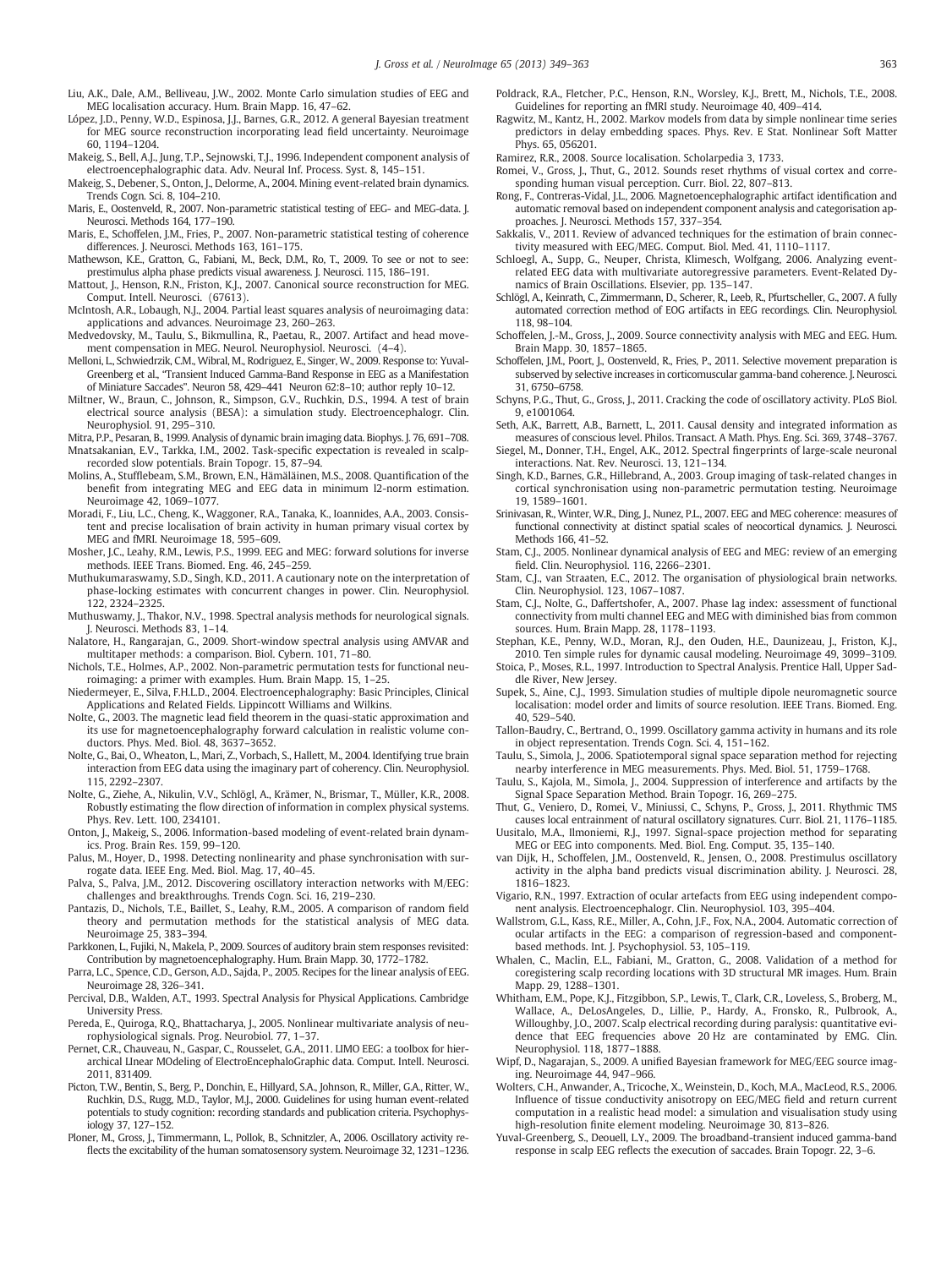Liu, A.K., Dale, A.M., Belliveau, J.W., 2002. Monte Carlo simulation studies of EEG and MEG localisation accuracy. Hum. Brain Mapp. 16, 47–62.

López, J.D., Penny, W.D., Espinosa, J.J., Barnes, G.R., 2012. A general Bayesian treatment for MEG source reconstruction incorporating lead field uncertainty. Neuroimage 60, 1194–1204.

Makeig, S., Bell, A.J., Jung, T.P., Sejnowski, T.J., 1996. Independent component analysis of electroencephalographic data. Adv. Neural Inf. Process. Syst. 8, 145–151.

Makeig, S., Debener, S., Onton, J., Delorme, A., 2004. Mining event-related brain dynamics. Trends Cogn. Sci. 8, 104–210.

Maris, E., Oostenveld, R., 2007. Non-parametric statistical testing of EEG- and MEG-data. J. Neurosci. Methods 164, 177–190.

Maris, E., Schoffelen, J.M., Fries, P., 2007. Non-parametric statistical testing of coherence differences. J. Neurosci. Methods 163, 161–175.

Mathewson, K.E., Gratton, G., Fabiani, M., Beck, D.M., Ro, T., 2009. To see or not to see: prestimulus alpha phase predicts visual awareness. J. Neurosci. 115, 186–191.

Mattout, J., Henson, R.N., Friston, K.J., 2007. Canonical source reconstruction for MEG. Comput. Intell. Neurosci. (67613).

McIntosh, A.R., Lobaugh, N.J., 2004. Partial least squares analysis of neuroimaging data: applications and advances. Neuroimage 23, 260–263.

Medvedovsky, M., Taulu, S., Bikmullina, R., Paetau, R., 2007. Artifact and head movement compensation in MEG. Neurol. Neurophysiol. Neurosci. (4–4).

Melloni, L., Schwiedrzik, C.M., Wibral, M., Rodriguez, E., Singer, W., 2009. Response to: Yuval-Greenberg et al., "Transient Induced Gamma-Band Response in EEG as a Manifestation of Miniature Saccades". Neuron 58, 429–441 Neuron 62:8–10; author reply 10–12.

Miltner, W., Braun, C., Johnson, R., Simpson, G.V., Ruchkin, D.S., 1994. A test of brain electrical source analysis (BESA): a simulation study. Electroencephalogr. Clin. Neurophysiol. 91, 295–310.

Mitra, P.P., Pesaran, B., 1999. Analysis of dynamic brain imaging data. Biophys. J. 76, 691–708.

Mnatsakanian, E.V., Tarkka, I.M., 2002. Task-specific expectation is revealed in scalp-recorded slow potentials. Brain Topogr. 15, 87–94.

Molins, A., Stufflebeam, S.M., Brown, E.N., Hämäläinen, M.S., 2008. Quantification of the benefit from integrating MEG and EEG data in minimum l2-norm estimation. Neuroimage 42, 1069–1077.

Moradi, F., Liu, L.C., Cheng, K., Waggoner, R.A., Tanaka, K., Ioannides, A.A., 2003. Consistent and precise localisation of brain activity in human primary visual cortex by MEG and fMRI. Neuroimage 18, 595–609.

Mosher, J.C., Leahy, R.M., Lewis, P.S., 1999. EEG and MEG: forward solutions for inverse methods. IEEE Trans. Biomed. Eng. 46, 245–259.

Muthukumaraswamy, S.D., Singh, K.D., 2011. A cautionary note on the interpretation of phase-locking estimates with concurrent changes in power. Clin. Neurophysiol. 122, 2324–2325.

Muthuswamy, J., Thakor, N.V., 1998. Spectral analysis methods for neurological signals. J. Neurosci. Methods 83, 1–14.

Nalatore, H., Rangarajan, G., 2009. Short-window spectral analysis using AMVAR and multitaper methods: a comparison. Biol. Cybern. 101, 71–80.

Nichols, T.E., Holmes, A.P., 2002. Non-parametric permutation tests for functional neuroimaging: a primer with examples. Hum. Brain Mapp. 15, 1–25.

Niedermeyer, E., Silva, F.H.L.D., 2004. Electroencephalography: Basic Principles, Clinical Applications and Related Fields. Lippincott Williams and Wilkins.

Nolte, G., 2003. The magnetic lead field theorem in the quasi-static approximation and its use for magnetoencephalography forward calculation in realistic volume conductors. Phys. Med. Biol. 48, 3637–3652.

Nolte, G., Bai, O., Wheaton, L., Mari, Z., Vorbach, S., Hallett, M., 2004. Identifying true brain interaction from EEG data using the imaginary part of coherency. Clin. Neurophysiol. 115, 2292–2307.

Nolte, G., Ziehe, A., Nikulin, V.V., Schlögl, A., Krämer, N., Brismar, T., Müller, K.R., 2008. Robustly estimating the flow direction of information in complex physical systems. Phys. Rev. Lett. 100, 234101.

Onton, J., Makeig, S., 2006. Information-based modeling of event-related brain dynamics. Prog. Brain Res. 159, 99–120.

Palus, M., Hoyer, D., 1998. Detecting nonlinearity and phase synchronisation with surrogate data. IEEE Eng. Med. Biol. Mag. 17, 40–45.

Palva, S., Palva, J.M., 2012. Discovering oscillatory interaction networks with M/EEG: challenges and breakthroughs. Trends Cogn. Sci. 16, 219–230.

Pantazis, D., Nichols, T.E., Baillet, S., Leahy, R.M., 2005. A comparison of random field theory and permutation methods for the statistical analysis of MEG data. Neuroimage 25, 383–394.

Parkkonen, L., Fujiki, N., Makela, P., 2009. Sources of auditory brain stem responses revisited: Contribution by magnetoencephalography. Hum. Brain Mapp. 30, 1772–1782.

Parra, L.C., Spence, C.D., Gerson, A.D., Sajda, P., 2005. Recipes for the linear analysis of EEG. Neuroimage 28, 326–341.

Percival, D.B., Walden, A.T., 1993. Spectral Analysis for Physical Applications. Cambridge University Press.

Pereda, E., Quiroga, R.Q., Bhattacharya, J., 2005. Nonlinear multivariate analysis of neurophysiological signals. Prog. Neurobiol. 77, 1–37.

Pernet, C.R., Chauveau, N., Gaspar, C., Rousselet, G.A., 2011. LIMO EEG: a toolbox for hierarchical LInear MOdeling of ElectroEncephaloGraphic data. Comput. Intell. Neurosci. 2011, 831409.

Picton, T.W., Bentin, S., Berg, P., Donchin, E., Hillyard, S.A., Johnson, R., Miller, G.A., Ritter, W., Ruchkin, D.S., Rugg, M.D., Taylor, M.J., 2000. Guidelines for using human event-related potentials to study cognition: recording standards and publication criteria. Psychophysiology 37, 127–152.

Ploner, M., Gross, J., Timmermann, L., Pollok, B., Schnitzler, A., 2006. Oscillatory activity reflects the excitability of the human somatosensory system. Neuroimage 32, 1231–1236.

Poldrack, R.A., Fletcher, P.C., Henson, R.N., Worsley, K.J., Brett, M., Nichols, T.E., 2008. Guidelines for reporting an fMRI study. Neuroimage 40, 409–414.

Ragwitz, M., Kantz, H., 2002. Markov models from data by simple nonlinear time series predictors in delay embedding spaces. Phys. Rev. E Stat. Nonlinear Soft Matter Phys. 65, 056201.

Ramirez, R.R., 2008. Source localisation. Scholarpedia 3, 1733.

Romei, V., Gross, J., Thut, G., 2012. Sounds reset rhythms of visual cortex and corresponding human visual perception. Curr. Biol. 22, 807–813.

Rong, F., Contreras-Vidal, J.L., 2006. Magnetoencephalographic artifact identification and automatic removal based on independent component analysis and categorisation approaches. J. Neurosci. Methods 157, 337–354.

Sakkalis, V., 2011. Review of advanced techniques for the estimation of brain connectivity measured with EEG/MEG. Comput. Biol. Med. 41, 1110–1117.

Schloegl, A., Supp, G., Neuper, Christa, Klimesch, Wolfgang, 2006. Analyzing event-related EEG data with multivariate autoregressive parameters. Event-Related Dynamics of Brain Oscillations. Elsevier, pp. 135–147.

Schlögl, A., Keinrath, C., Zimmermann, D., Scherer, R., Leeb, R., Pfurtscheller, G., 2007. A fully automated correction method of EOG artifacts in EEG recordings. Clin. Neurophysiol. 118, 98–104.

Schoffelen, J.-M., Gross, J., 2009. Source connectivity analysis with MEG and EEG. Hum. Brain Mapp. 30, 1857–1865.

Schoffelen, J.M., Poort, J., Oostenveld, R., Fries, P., 2011. Selective movement preparation is subserved by selective increases in corticomuscular gamma-band coherence. J. Neurosci. 31, 6750–6758.

Schyns, P.G., Thut, G., Gross, J., 2011. Cracking the code of oscillatory activity. PLoS Biol. 9, e1001064.

Seth, A.K., Barrett, A.B., Barnett, L., 2011. Causal density and integrated information as measures of conscious level. Philos. Transact. A Math. Phys. Eng. Sci. 369, 3748–3767.

Siegel, M., Donner, T.H., Engel, A.K., 2012. Spectral fingerprints of large-scale neuronal interactions. Nat. Rev. Neurosci. 13, 121–134.

Singh, K.D., Barnes, G.R., Hillebrand, A., 2003. Group imaging of task-related changes in cortical synchronisation using non-parametric permutation testing. Neuroimage 19, 1589–1601.

Srinivasan, R., Winter, W.R., Ding, J., Nunez, P.L., 2007. EEG and MEG coherence: measures of functional connectivity at distinct spatial scales of neocortical dynamics. J. Neurosci. Methods 166, 41–52.

Stam, C.J., 2005. Nonlinear dynamical analysis of EEG and MEG: review of an emerging field. Clin. Neurophysiol. 116, 2266–2301.

Stam, C.J., van Straaten, E.C., 2012. The organisation of physiological brain networks. Clin. Neurophysiol. 123, 1067–1087.

Stam, C.J., Nolte, G., Daffertshofer, A., 2007. Phase lag index: assessment of functional connectivity from multi channel EEG and MEG with diminished bias from common sources. Hum. Brain Mapp. 28, 1178–1193.

Stephan, K.E., Penny, W.D., Moran, R.J., den Ouden, H.E., Daunizeau, J., Friston, K.J., 2010. Ten simple rules for dynamic causal modeling. Neuroimage 49, 3099–3109.

Stoica, P., Moses, R.L., 1997. Introduction to Spectral Analysis. Prentice Hall, Upper Saddle River, New Jersey.

Supek, S., Aine, C.J., 1993. Simulation studies of multiple dipole neuromagnetic source localisation: model order and limits of source resolution. IEEE Trans. Biomed. Eng. 40, 529–540.

Tallon-Baudry, C., Bertrand, O., 1999. Oscillatory gamma activity in humans and its role in object representation. Trends Cogn. Sci. 4, 151–162.

Taulu, S., Simola, J., 2006. Spatiotemporal signal space separation method for rejecting nearby interference in MEG measurements. Phys. Med. Biol. 51, 1759–1768.

Taulu, S., Kajola, M., Simola, J., 2004. Suppression of interference and artifacts by the Signal Space Separation Method. Brain Topogr. 16, 269–275.

Thut, G., Veniero, D., Romei, V., Miniussi, C., Schyns, P., Gross, J., 2011. Rhythmic TMS causes local entrainment of natural oscillatory signatures. Curr. Biol. 21, 1176–1185.

Uusitalo, M.A., Ilmoniemi, R.J., 1997. Signal-space projection method for separating MEG or EEG into components. Med. Biol. Eng. Comput. 35, 135–140.

van Dijk, H., Schoffelen, J.M., Oostenveld, R., Jensen, O., 2008. Prestimulus oscillatory activity in the alpha band predicts visual discrimination ability. J. Neurosci. 28, 1816–1823.

Vigario, R.N., 1997. Extraction of ocular artefacts from EEG using independent component analysis. Electroencephalogr. Clin. Neurophysiol. 103, 395–404.

Wallstrom, G.L., Kass, R.E., Miller, A., Cohn, J.F., Fox, N.A., 2004. Automatic correction of ocular artifacts in the EEG: a comparison of regression-based and component-based methods. Int. J. Psychophysiol. 53, 105–119.

Whalen, C., Maclin, E.L., Fabiani, M., Gratton, G., 2008. Validation of a method for coregistering scalp recording locations with 3D structural MR images. Hum. Brain Mapp. 29, 1288–1301.

Whitham, E.M., Pope, K.J., Fitzgibbon, S.P., Lewis, T., Clark, C.R., Loveless, S., Broberg, M., Wallace, A., DeLosAngeles, D., Lillie, P., Hardy, A., Fronsko, R., Pulbrook, A., Willoughby, J.O., 2007. Scalp electrical recording during paralysis: quantitative evidence that EEG frequencies above 20 Hz are contaminated by EMG. Clin. Neurophysiol. 118, 1877–1888.

Wipf, D., Nagarajan, S., 2009. A unified Bayesian framework for MEG/EEG source imaging. Neuroimage 44, 947–966.

Wolters, C.H., Anwander, A., Tricoche, X., Weinstein, D., Koch, M.A., MacLeod, R.S., 2006. Influence of tissue conductivity anisotropy on EEG/MEG field and return current computation in a realistic head model: a simulation and visualisation study using high-resolution finite element modeling. Neuroimage 30, 813–826.

Yuval-Greenberg, S., Deouell, L.Y., 2009. The broadband-transient induced gamma-band response in scalp EEG reflects the execution of saccades. Brain Topogr. 22, 3–6.